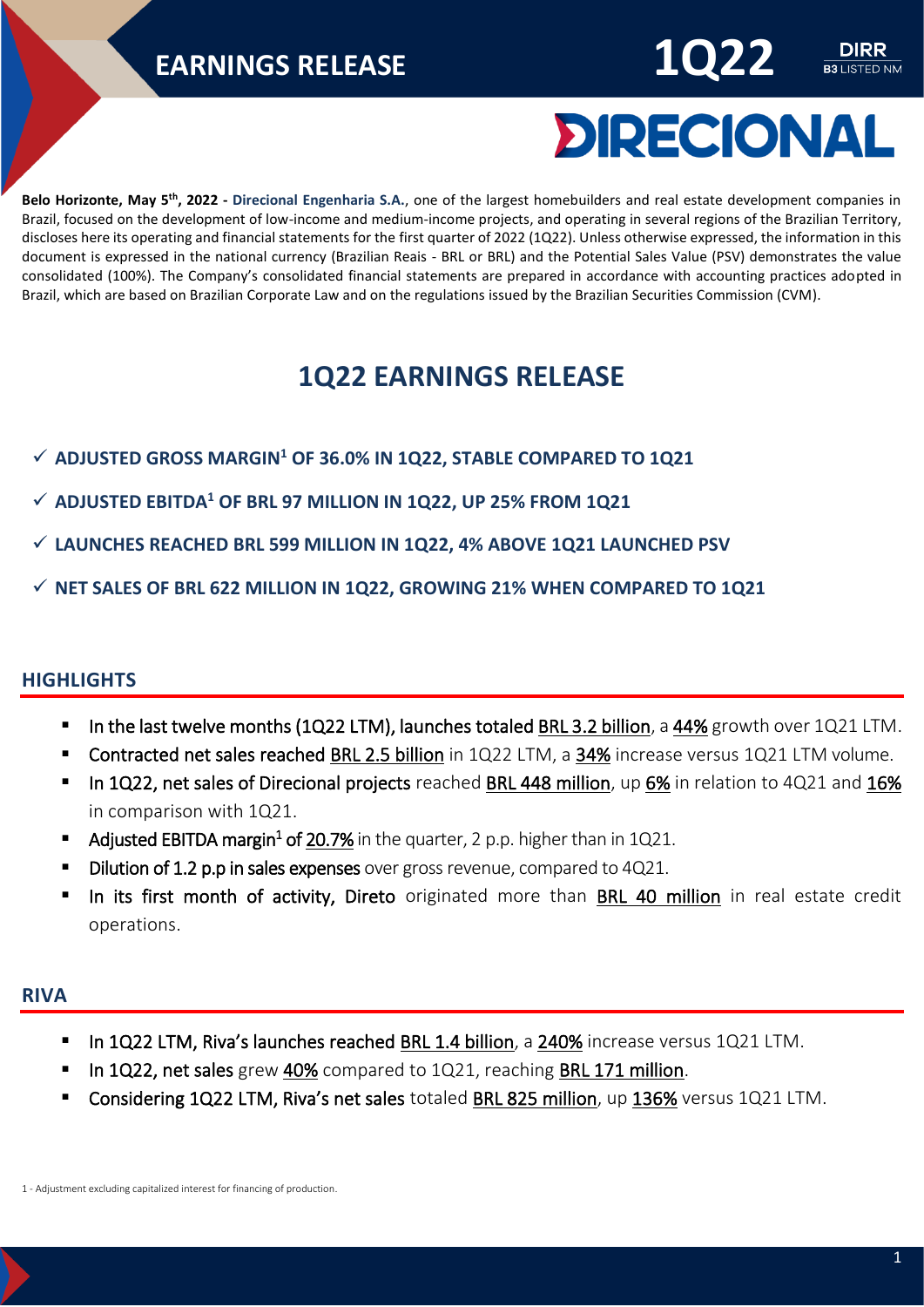# EARNINGS RELEASE 1Q22

DIRR B3 LISTED NM

DIRECIONAL

**Belo Horizonte, May 5th, 2022 - Direcional Engenharia S.A.**, one of the largest homebuilders and real estate development companies in Brazil, focused on the development of low-income and medium-income projects, and operating in several regions of the Brazilian Territory, discloses here its operating and financial statements for the first quarter of 2022 (1Q22). Unless otherwise expressed, the information in this document is expressed in the national currency (Brazilian Reais - BRL or BRL) and the Potential Sales Value (PSV) demonstrates the value consolidated (100%). The Company's consolidated financial statements are prepared in accordance with accounting practices adopted in Brazil, which are based on Brazilian Corporate Law and on the regulations issued by the Brazilian Securities Commission (CVM).

# 1Q22 EARNINGS RELEASE

- ✓ **ADJUSTED GROSS MARGIN[1] OF 36.0% IN 1Q22, STABLE COMPARED TO 1Q21**
- ✓ **ADJUSTED EBITDA[1] OF BRL 97 MILLION IN 1Q22, UP 25% FROM 1Q21**
- ✓ **LAUNCHES REACHED BRL 599 MILLION IN 1Q22, 4% ABOVE 1Q21 LAUNCHED PSV**
- ✓ **NET SALES OF BRL 622 MILLION IN 1Q22, GROWING 21% WHEN COMPARED TO 1Q21**

## HIGHLIGHTS

- In the last twelve months (1Q22 LTM), launches totaled BRL 3.2 billion, a 44% growth over 1Q21 LTM.
- Contracted net sales reached BRL 2.5 billion in 1Q22 LTM, a 34% increase versus 1Q21 LTM volume.
- In 1Q22, net sales of Direcional projects reached BRL 448 million, up 6% in relation to 4Q21 and 16% in comparison with 1Q21.
- Adjusted EBITDA margin[1] of 20.7% in the quarter, 2 p.p. higher than in 1Q21.
- Dilution of 1.2 p.p in sales expenses over gross revenue, compared to 4Q21.
- In its first month of activity, Direto originated more than BRL 40 million in real estate credit operations.

## RIVA

- In 1Q22 LTM, Riva's launches reached BRL 1.4 billion, a 240% increase versus 1Q21 LTM.
- In 1Q22, net sales grew 40% compared to 1Q21, reaching BRL 171 million.
- Considering 1Q22 LTM, Riva's net sales totaled BRL 825 million, up 136% versus 1Q21 LTM.

1 - Adjustment excluding capitalized interest for financing of production.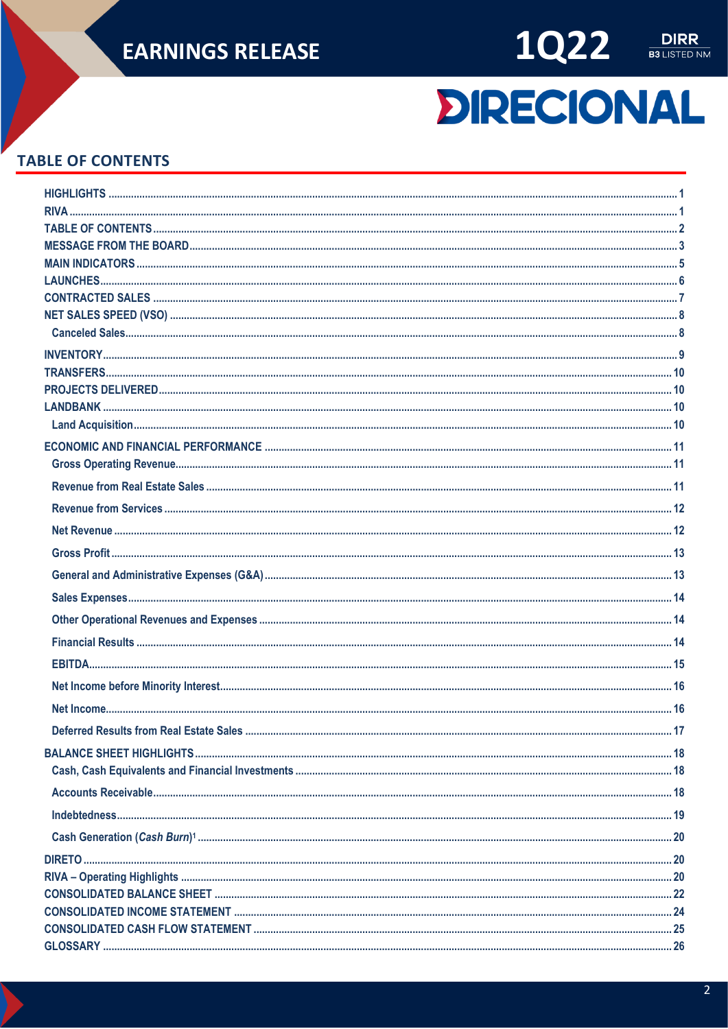## TABLE OF CONTENTS

- HIGHLIGHTS ... 1
- RIVA ... 1
- TABLE OF CONTENTS ... 2
- MESSAGE FROM THE BOARD ... 3
- MAIN INDICATORS ... 5
- LAUNCHES ... 6
- CONTRACTED SALES ... 7
- NET SALES SPEED (VSO) ... 8
  - Canceled Sales ... 8
- INVENTORY ... 9
- TRANSFERS ... 10
- PROJECTS DELIVERED ... 10
- LANDBANK ... 10
  - Land Acquisition ... 10
- ECONOMIC AND FINANCIAL PERFORMANCE ... 11
  - Gross Operating Revenue ... 11
  - Revenue from Real Estate Sales ... 11
  - Revenue from Services ... 12
  - Net Revenue ... 12
  - Gross Profit ... 13
  - General and Administrative Expenses (G&A) ... 13
  - Sales Expenses ... 14
  - Other Operational Revenues and Expenses ... 14
  - Financial Results ... 14
  - EBITDA ... 15
  - Net Income before Minority Interest ... 16
  - Net Income ... 16
  - Deferred Results from Real Estate Sales ... 17
- BALANCE SHEET HIGHLIGHTS ... 18
  - Cash, Cash Equivalents and Financial Investments ... 18
  - Accounts Receivable ... 18
  - Indebtedness ... 19
  - Cash Generation (*Cash Burn*)[1] ... 20
- DIRETO ... 20
- RIVA – Operating Highlights ... 20
- CONSOLIDATED BALANCE SHEET ... 22
- CONSOLIDATED INCOME STATEMENT ... 24
- CONSOLIDATED CASH FLOW STATEMENT ... 25
- GLOSSARY ... 26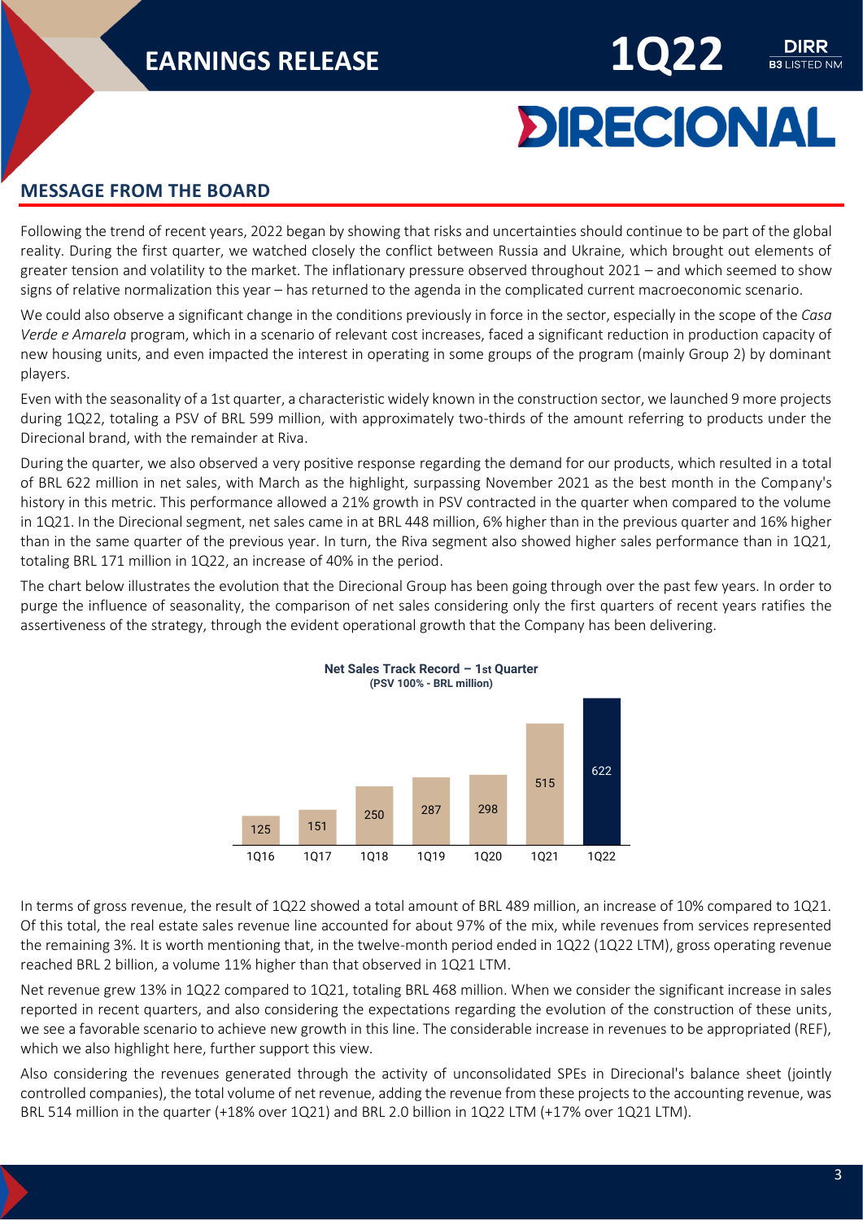## MESSAGE FROM THE BOARD

Following the trend of recent years, 2022 began by showing that risks and uncertainties should continue to be part of the global reality. During the first quarter, we watched closely the conflict between Russia and Ukraine, which brought out elements of greater tension and volatility to the market. The inflationary pressure observed throughout 2021 – and which seemed to show signs of relative normalization this year – has returned to the agenda in the complicated current macroeconomic scenario.

We could also observe a significant change in the conditions previously in force in the sector, especially in the scope of the *Casa Verde e Amarela* program, which in a scenario of relevant cost increases, faced a significant reduction in production capacity of new housing units, and even impacted the interest in operating in some groups of the program (mainly Group 2) by dominant players.

Even with the seasonality of a 1st quarter, a characteristic widely known in the construction sector, we launched 9 more projects during 1Q22, totaling a PSV of BRL 599 million, with approximately two-thirds of the amount referring to products under the Direcional brand, with the remainder at Riva.

During the quarter, we also observed a very positive response regarding the demand for our products, which resulted in a total of BRL 622 million in net sales, with March as the highlight, surpassing November 2021 as the best month in the Company's history in this metric. This performance allowed a 21% growth in PSV contracted in the quarter when compared to the volume in 1Q21. In the Direcional segment, net sales came in at BRL 448 million, 6% higher than in the previous quarter and 16% higher than in the same quarter of the previous year. In turn, the Riva segment also showed higher sales performance than in 1Q21, totaling BRL 171 million in 1Q22, an increase of 40% in the period.

The chart below illustrates the evolution that the Direcional Group has been going through over the past few years. In order to purge the influence of seasonality, the comparison of net sales considering only the first quarters of recent years ratifies the assertiveness of the strategy, through the evident operational growth that the Company has been delivering.

**Net Sales Track Record – 1st Quarter**
**(PSV 100% - BRL million)**

| 1Q16 | 1Q17 | 1Q18 | 1Q19 | 1Q20 | 1Q21 | 1Q22 |
|---|---|---|---|---|---|---|
| 125 | 151 | 250 | 287 | 298 | 515 | 622 |

In terms of gross revenue, the result of 1Q22 showed a total amount of BRL 489 million, an increase of 10% compared to 1Q21. Of this total, the real estate sales revenue line accounted for about 97% of the mix, while revenues from services represented the remaining 3%. It is worth mentioning that, in the twelve-month period ended in 1Q22 (1Q22 LTM), gross operating revenue reached BRL 2 billion, a volume 11% higher than that observed in 1Q21 LTM.

Net revenue grew 13% in 1Q22 compared to 1Q21, totaling BRL 468 million. When we consider the significant increase in sales reported in recent quarters, and also considering the expectations regarding the evolution of the construction of these units, we see a favorable scenario to achieve new growth in this line. The considerable increase in revenues to be appropriated (REF), which we also highlight here, further support this view.

Also considering the revenues generated through the activity of unconsolidated SPEs in Direcional's balance sheet (jointly controlled companies), the total volume of net revenue, adding the revenue from these projects to the accounting revenue, was BRL 514 million in the quarter (+18% over 1Q21) and BRL 2.0 billion in 1Q22 LTM (+17% over 1Q21 LTM).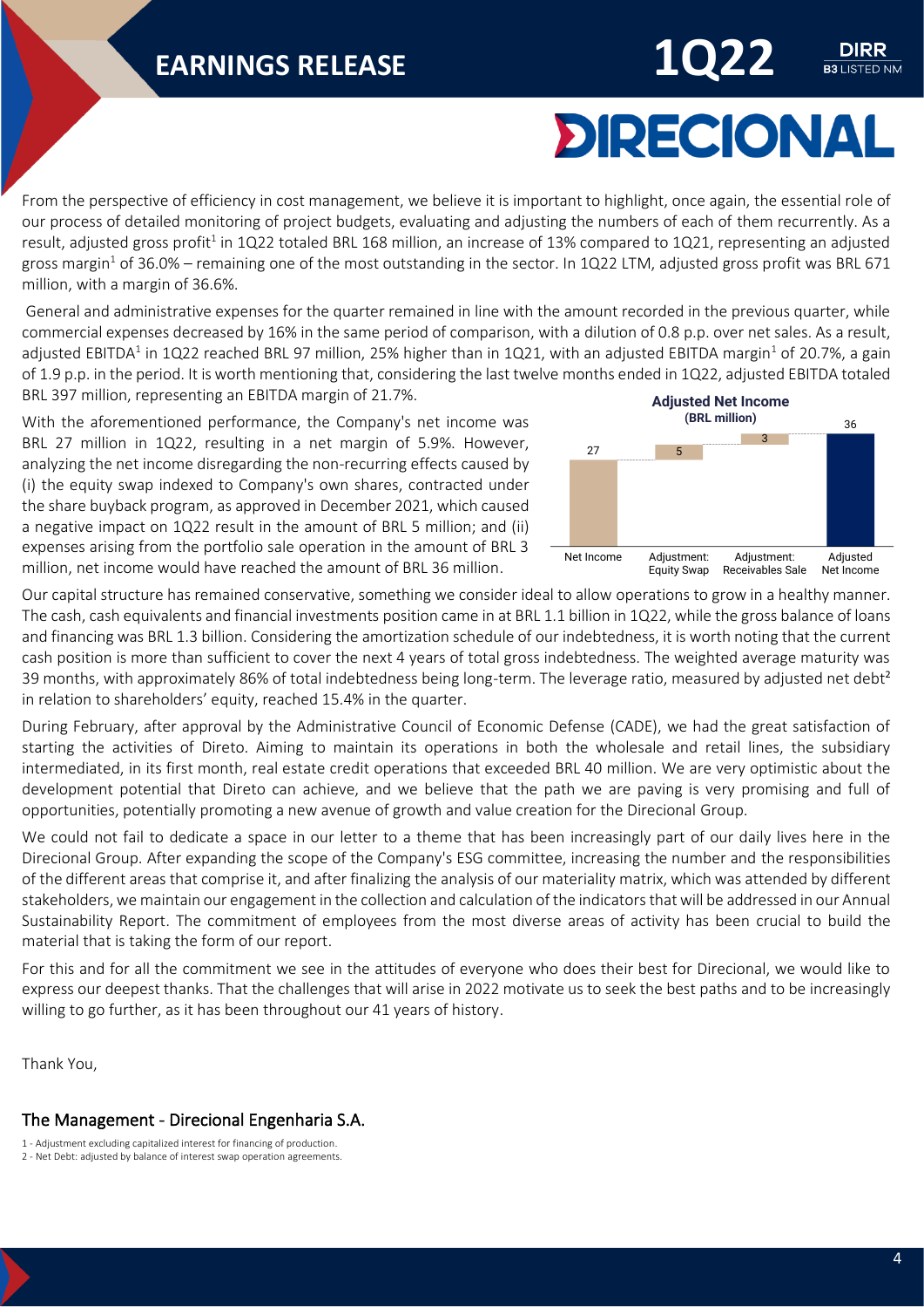From the perspective of efficiency in cost management, we believe it is important to highlight, once again, the essential role of our process of detailed monitoring of project budgets, evaluating and adjusting the numbers of each of them recurrently. As a result, adjusted gross profit[1] in 1Q22 totaled BRL 168 million, an increase of 13% compared to 1Q21, representing an adjusted gross margin[1] of 36.0% – remaining one of the most outstanding in the sector. In 1Q22 LTM, adjusted gross profit was BRL 671 million, with a margin of 36.6%.

General and administrative expenses for the quarter remained in line with the amount recorded in the previous quarter, while commercial expenses decreased by 16% in the same period of comparison, with a dilution of 0.8 p.p. over net sales. As a result, adjusted EBITDA[1] in 1Q22 reached BRL 97 million, 25% higher than in 1Q21, with an adjusted EBITDA margin[1] of 20.7%, a gain of 1.9 p.p. in the period. It is worth mentioning that, considering the last twelve months ended in 1Q22, adjusted EBITDA totaled BRL 397 million, representing an EBITDA margin of 21.7%.

With the aforementioned performance, the Company's net income was BRL 27 million in 1Q22, resulting in a net margin of 5.9%. However, analyzing the net income disregarding the non-recurring effects caused by (i) the equity swap indexed to Company's own shares, contracted under the share buyback program, as approved in December 2021, which caused a negative impact on 1Q22 result in the amount of BRL 5 million; and (ii) expenses arising from the portfolio sale operation in the amount of BRL 3 million, net income would have reached the amount of BRL 36 million.

**Adjusted Net Income**
**(BRL million)**

| Net Income | Adjustment: Equity Swap | Adjustment: Receivables Sale | Adjusted Net Income |
|---|---|---|---|
| 27 | 5 | 3 | 36 |

Our capital structure has remained conservative, something we consider ideal to allow operations to grow in a healthy manner. The cash, cash equivalents and financial investments position came in at BRL 1.1 billion in 1Q22, while the gross balance of loans and financing was BRL 1.3 billion. Considering the amortization schedule of our indebtedness, it is worth noting that the current cash position is more than sufficient to cover the next 4 years of total gross indebtedness. The weighted average maturity was 39 months, with approximately 86% of total indebtedness being long-term. The leverage ratio, measured by adjusted net debt[2] in relation to shareholders' equity, reached 15.4% in the quarter.

During February, after approval by the Administrative Council of Economic Defense (CADE), we had the great satisfaction of starting the activities of Direto. Aiming to maintain its operations in both the wholesale and retail lines, the subsidiary intermediated, in its first month, real estate credit operations that exceeded BRL 40 million. We are very optimistic about the development potential that Direto can achieve, and we believe that the path we are paving is very promising and full of opportunities, potentially promoting a new avenue of growth and value creation for the Direcional Group.

We could not fail to dedicate a space in our letter to a theme that has been increasingly part of our daily lives here in the Direcional Group. After expanding the scope of the Company's ESG committee, increasing the number and the responsibilities of the different areas that comprise it, and after finalizing the analysis of our materiality matrix, which was attended by different stakeholders, we maintain our engagement in the collection and calculation of the indicators that will be addressed in our Annual Sustainability Report. The commitment of employees from the most diverse areas of activity has been crucial to build the material that is taking the form of our report.

For this and for all the commitment we see in the attitudes of everyone who does their best for Direcional, we would like to express our deepest thanks. That the challenges that will arise in 2022 motivate us to seek the best paths and to be increasingly willing to go further, as it has been throughout our 41 years of history.

Thank You,

## The Management - Direcional Engenharia S.A.

1 - Adjustment excluding capitalized interest for financing of production.
2 - Net Debt: adjusted by balance of interest swap operation agreements.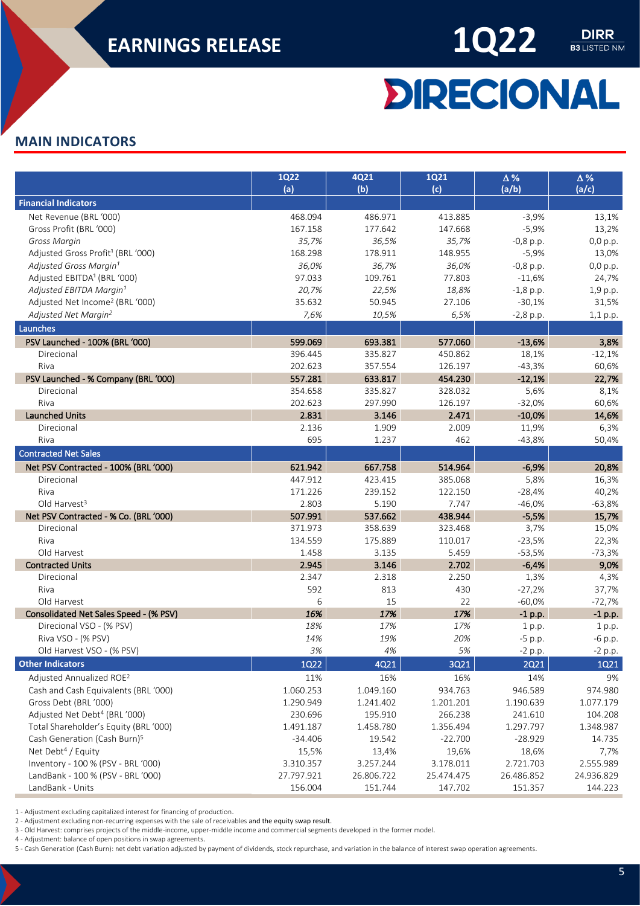## MAIN INDICATORS

| | 1Q22 (a) | 4Q21 (b) | 1Q21 (c) | Δ % (a/b) | Δ % (a/c) |
|---|---|---|---|---|---|
| **Financial Indicators** | | | | | |
| Net Revenue (BRL '000) | 468.094 | 486.971 | 413.885 | -3,9% | 13,1% |
| Gross Profit (BRL '000) | 167.158 | 177.642 | 147.668 | -5,9% | 13,2% |
| *Gross Margin* | *35,7%* | *36,5%* | *35,7%* | -0,8 p.p. | 0,0 p.p. |
| Adjusted Gross Profit[1] (BRL '000) | 168.298 | 178.911 | 148.955 | -5,9% | 13,0% |
| *Adjusted Gross Margin[1]* | *36,0%* | *36,7%* | *36,0%* | -0,8 p.p. | 0,0 p.p. |
| Adjusted EBITDA[1] (BRL '000) | 97.033 | 109.761 | 77.803 | -11,6% | 24,7% |
| *Adjusted EBITDA Margin[1]* | *20,7%* | *22,5%* | *18,8%* | -1,8 p.p. | 1,9 p.p. |
| Adjusted Net Income[2] (BRL '000) | 35.632 | 50.945 | 27.106 | -30,1% | 31,5% |
| *Adjusted Net Margin[2]* | *7,6%* | *10,5%* | *6,5%* | -2,8 p.p. | 1,1 p.p. |
| **Launches** | | | | | |
| **PSV Launched - 100% (BRL '000)** | **599.069** | **693.381** | **577.060** | **-13,6%** | **3,8%** |
| Direcional | 396.445 | 335.827 | 450.862 | 18,1% | -12,1% |
| Riva | 202.623 | 357.554 | 126.197 | -43,3% | 60,6% |
| **PSV Launched - % Company (BRL '000)** | **557.281** | **633.817** | **454.230** | **-12,1%** | **22,7%** |
| Direcional | 354.658 | 335.827 | 328.032 | 5,6% | 8,1% |
| Riva | 202.623 | 297.990 | 126.197 | -32,0% | 60,6% |
| **Launched Units** | **2.831** | **3.146** | **2.471** | **-10,0%** | **14,6%** |
| Direcional | 2.136 | 1.909 | 2.009 | 11,9% | 6,3% |
| Riva | 695 | 1.237 | 462 | -43,8% | 50,4% |
| **Contracted Net Sales** | | | | | |
| **Net PSV Contracted - 100% (BRL '000)** | **621.942** | **667.758** | **514.964** | **-6,9%** | **20,8%** |
| Direcional | 447.912 | 423.415 | 385.068 | 5,8% | 16,3% |
| Riva | 171.226 | 239.152 | 122.150 | -28,4% | 40,2% |
| Old Harvest[3] | 2.803 | 5.190 | 7.747 | -46,0% | -63,8% |
| **Net PSV Contracted - % Co. (BRL '000)** | **507.991** | **537.662** | **438.944** | **-5,5%** | **15,7%** |
| Direcional | 371.973 | 358.639 | 323.468 | 3,7% | 15,0% |
| Riva | 134.559 | 175.889 | 110.017 | -23,5% | 22,3% |
| Old Harvest | 1.458 | 3.135 | 5.459 | -53,5% | -73,3% |
| **Contracted Units** | **2.945** | **3.146** | **2.702** | **-6,4%** | **9,0%** |
| Direcional | 2.347 | 2.318 | 2.250 | 1,3% | 4,3% |
| Riva | 592 | 813 | 430 | -27,2% | 37,7% |
| Old Harvest | 6 | 15 | 22 | -60,0% | -72,7% |
| **Consolidated Net Sales Speed - (% PSV)** | ***16%*** | ***17%*** | ***17%*** | **-1 p.p.** | **-1 p.p.** |
| Direcional VSO - (% PSV) | *18%* | *17%* | *17%* | 1 p.p. | 1 p.p. |
| Riva VSO - (% PSV) | *14%* | *19%* | *20%* | -5 p.p. | -6 p.p. |
| Old Harvest VSO - (% PSV) | *3%* | *4%* | *5%* | -2 p.p. | -2 p.p. |

| **Other Indicators** | 1Q22 | 4Q21 | 3Q21 | 2Q21 | 1Q21 |
|---|---|---|---|---|---|
| Adjusted Annualized ROE[2] | 11% | 16% | 16% | 14% | 9% |
| Cash and Cash Equivalents (BRL '000) | 1.060.253 | 1.049.160 | 934.763 | 946.589 | 974.980 |
| Gross Debt (BRL '000) | 1.290.949 | 1.241.402 | 1.201.201 | 1.190.639 | 1.077.179 |
| Adjusted Net Debt[4] (BRL '000) | 230.696 | 195.910 | 266.238 | 241.610 | 104.208 |
| Total Shareholder's Equity (BRL '000) | 1.491.187 | 1.458.780 | 1.356.494 | 1.297.797 | 1.348.987 |
| Cash Generation (Cash Burn)[5] | -34.406 | 19.542 | -22.700 | -28.929 | 14.735 |
| Net Debt[4] / Equity | 15,5% | 13,4% | 19,6% | 18,6% | 7,7% |
| Inventory - 100 % (PSV - BRL '000) | 3.310.357 | 3.257.244 | 3.178.011 | 2.721.703 | 2.555.989 |
| LandBank - 100 % (PSV - BRL '000) | 27.797.921 | 26.806.722 | 25.474.475 | 26.486.852 | 24.936.829 |
| LandBank - Units | 156.004 | 151.744 | 147.702 | 151.357 | 144.223 |

1 - Adjustment excluding capitalized interest for financing of production.
2 - Adjustment excluding non-recurring expenses with the sale of receivables and the equity swap result.
3 - Old Harvest: comprises projects of the middle-income, upper-middle income and commercial segments developed in the former model.
4 - Adjustment: balance of open positions in swap agreements.
5 - Cash Generation (Cash Burn): net debt variation adjusted by payment of dividends, stock repurchase, and variation in the balance of interest swap operation agreements.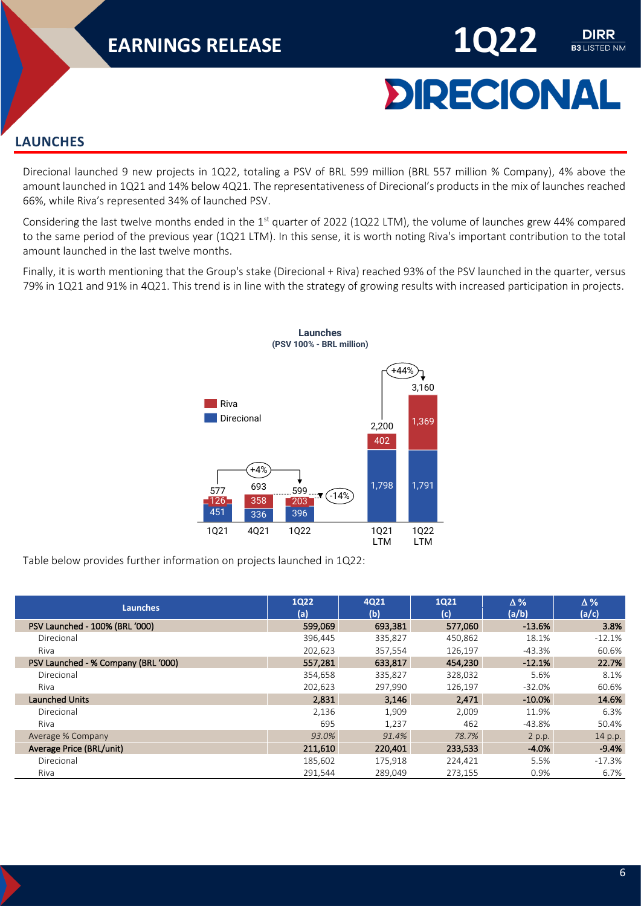## LAUNCHES

Direcional launched 9 new projects in 1Q22, totaling a PSV of BRL 599 million (BRL 557 million % Company), 4% above the amount launched in 1Q21 and 14% below 4Q21. The representativeness of Direcional's products in the mix of launches reached 66%, while Riva's represented 34% of launched PSV.

Considering the last twelve months ended in the 1st quarter of 2022 (1Q22 LTM), the volume of launches grew 44% compared to the same period of the previous year (1Q21 LTM). In this sense, it is worth noting Riva's important contribution to the total amount launched in the last twelve months.

Finally, it is worth mentioning that the Group's stake (Direcional + Riva) reached 93% of the PSV launched in the quarter, versus 79% in 1Q21 and 91% in 4Q21. This trend is in line with the strategy of growing results with increased participation in projects.

**Launches**
**(PSV 100% - BRL million)**

| | 1Q21 | 4Q21 | 1Q22 | 1Q21 LTM | 1Q22 LTM |
|---|---|---|---|---|---|
| Riva | 126 | 358 | 203 | 402 | 1,369 |
| Direcional | 451 | 336 | 396 | 1,798 | 1,791 |
| Total | 577 | 693 | 599 | 2,200 | 3,160 |

1Q22 vs 1Q21: +4%; 1Q22 vs 4Q21: -14%; 1Q22 LTM vs 1Q21 LTM: +44%

Table below provides further information on projects launched in 1Q22:

| Launches | 1Q22 (a) | 4Q21 (b) | 1Q21 (c) | Δ % (a/b) | Δ % (a/c) |
|---|---|---|---|---|---|
| **PSV Launched - 100% (BRL '000)** | **599,069** | **693,381** | **577,060** | **-13.6%** | **3.8%** |
| Direcional | 396,445 | 335,827 | 450,862 | 18.1% | -12.1% |
| Riva | 202,623 | 357,554 | 126,197 | -43.3% | 60.6% |
| **PSV Launched - % Company (BRL '000)** | **557,281** | **633,817** | **454,230** | **-12.1%** | **22.7%** |
| Direcional | 354,658 | 335,827 | 328,032 | 5.6% | 8.1% |
| Riva | 202,623 | 297,990 | 126,197 | -32.0% | 60.6% |
| **Launched Units** | **2,831** | **3,146** | **2,471** | **-10.0%** | **14.6%** |
| Direcional | 2,136 | 1,909 | 2,009 | 11.9% | 6.3% |
| Riva | 695 | 1,237 | 462 | -43.8% | 50.4% |
| Average % Company | *93.0%* | *91.4%* | *78.7%* | 2 p.p. | 14 p.p. |
| **Average Price (BRL/unit)** | **211,610** | **220,401** | **233,533** | **-4.0%** | **-9.4%** |
| Direcional | 185,602 | 175,918 | 224,421 | 5.5% | -17.3% |
| Riva | 291,544 | 289,049 | 273,155 | 0.9% | 6.7% |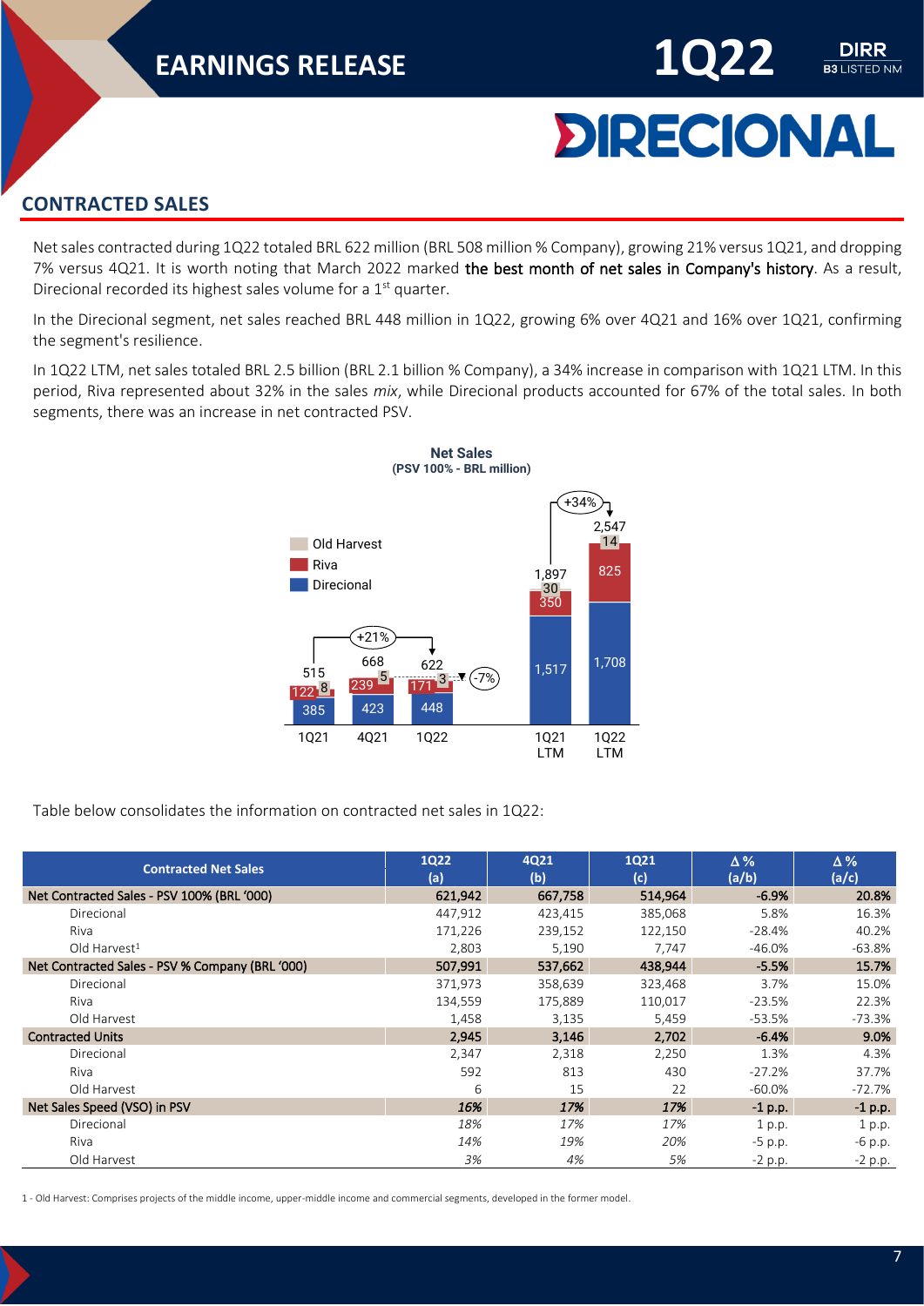## CONTRACTED SALES

Net sales contracted during 1Q22 totaled BRL 622 million (BRL 508 million % Company), growing 21% versus 1Q21, and dropping 7% versus 4Q21. It is worth noting that March 2022 marked the best month of net sales in Company's history. As a result, Direcional recorded its highest sales volume for a 1st quarter.

In the Direcional segment, net sales reached BRL 448 million in 1Q22, growing 6% over 4Q21 and 16% over 1Q21, confirming the segment's resilience.

In 1Q22 LTM, net sales totaled BRL 2.5 billion (BRL 2.1 billion % Company), a 34% increase in comparison with 1Q21 LTM. In this period, Riva represented about 32% in the sales *mix*, while Direcional products accounted for 67% of the total sales. In both segments, there was an increase in net contracted PSV.

**Net Sales**
**(PSV 100% - BRL million)**

| | Direcional | Riva | Old Harvest | Total |
|---|---|---|---|---|
| 1Q21 | 385 | 122 | 8 | 515 |
| 4Q21 | 423 | 239 | 5 | 668 |
| 1Q22 | 448 | 171 | 3 | 622 |
| 1Q21 LTM | 1,517 | 350 | 30 | 1,897 |
| 1Q22 LTM | 1,708 | 825 | 14 | 2,547 |

+21% (1Q21 vs 1Q22); -7% (4Q21 vs 1Q22); +34% (1Q21 LTM vs 1Q22 LTM)

Table below consolidates the information on contracted net sales in 1Q22:

| Contracted Net Sales | 1Q22 (a) | 4Q21 (b) | 1Q21 (c) | Δ % (a/b) | Δ % (a/c) |
|---|---|---|---|---|---|
| **Net Contracted Sales - PSV 100% (BRL '000)** | **621,942** | **667,758** | **514,964** | **-6.9%** | **20.8%** |
| Direcional | 447,912 | 423,415 | 385,068 | 5.8% | 16.3% |
| Riva | 171,226 | 239,152 | 122,150 | -28.4% | 40.2% |
| Old Harvest[1] | 2,803 | 5,190 | 7,747 | -46.0% | -63.8% |
| **Net Contracted Sales - PSV % Company (BRL '000)** | **507,991** | **537,662** | **438,944** | **-5.5%** | **15.7%** |
| Direcional | 371,973 | 358,639 | 323,468 | 3.7% | 15.0% |
| Riva | 134,559 | 175,889 | 110,017 | -23.5% | 22.3% |
| Old Harvest | 1,458 | 3,135 | 5,459 | -53.5% | -73.3% |
| **Contracted Units** | **2,945** | **3,146** | **2,702** | **-6.4%** | **9.0%** |
| Direcional | 2,347 | 2,318 | 2,250 | 1.3% | 4.3% |
| Riva | 592 | 813 | 430 | -27.2% | 37.7% |
| Old Harvest | 6 | 15 | 22 | -60.0% | -72.7% |
| **Net Sales Speed (VSO) in PSV** | ***16%*** | ***17%*** | ***17%*** | **-1 p.p.** | **-1 p.p.** |
| Direcional | *18%* | *17%* | *17%* | 1 p.p. | 1 p.p. |
| Riva | *14%* | *19%* | *20%* | -5 p.p. | -6 p.p. |
| Old Harvest | *3%* | *4%* | *5%* | -2 p.p. | -2 p.p. |

1 - Old Harvest: Comprises projects of the middle income, upper-middle income and commercial segments, developed in the former model.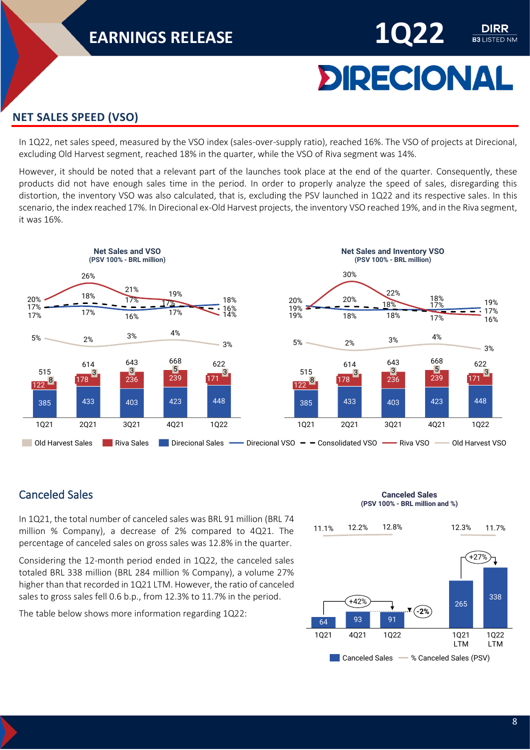## NET SALES SPEED (VSO)

In 1Q22, net sales speed, measured by the VSO index (sales-over-supply ratio), reached 16%. The VSO of projects at Direcional, excluding Old Harvest segment, reached 18% in the quarter, while the VSO of Riva segment was 14%.

However, it should be noted that a relevant part of the launches took place at the end of the quarter. Consequently, these products did not have enough sales time in the period. In order to properly analyze the speed of sales, disregarding this distortion, the inventory VSO was also calculated, that is, excluding the PSV launched in 1Q22 and its respective sales. In this scenario, the index reached 17%. In Direcional ex-Old Harvest projects, the inventory VSO reached 19%, and in the Riva segment, it was 16%.

**Net Sales and VSO**
**(PSV 100% - BRL million)**

| | 1Q21 | 2Q21 | 3Q21 | 4Q21 | 1Q22 |
|---|---|---|---|---|---|
| Direcional Sales | 385 | 433 | 403 | 423 | 448 |
| Riva Sales | 122 | 178 | 236 | 239 | 171 |
| Old Harvest Sales | 8 | 3 | 3 | 5 | 3 |
| Total | 515 | 614 | 643 | 668 | 622 |
| Direcional VSO | 17% | 17% | 16% | 17% | 18% |
| Consolidated VSO | 17% | 18% | 17% | 17% | 16% |
| Riva VSO | 20% | 26% | 21% | 19% | 14% |
| Old Harvest VSO | 5% | 2% | 3% | 4% | 3% |

**Net Sales and Inventory VSO**
**(PSV 100% - BRL million)**

| | 1Q21 | 2Q21 | 3Q21 | 4Q21 | 1Q22 |
|---|---|---|---|---|---|
| Direcional Sales | 385 | 433 | 403 | 423 | 448 |
| Riva Sales | 122 | 178 | 236 | 239 | 171 |
| Old Harvest Sales | 8 | 3 | 3 | 5 | 3 |
| Total | 515 | 614 | 643 | 668 | 622 |
| Direcional VSO | 19% | 18% | 18% | 17% | 19% |
| Consolidated VSO | 19% | 20% | 18% | 18% | 17% |
| Riva VSO | 20% | 30% | 22% | 17% | 16% |
| Old Harvest VSO | 5% | 2% | 3% | 4% | 3% |

### Canceled Sales

In 1Q21, the total number of canceled sales was BRL 91 million (BRL 74 million % Company), a decrease of 2% compared to 4Q21. The percentage of canceled sales on gross sales was 12.8% in the quarter.

Considering the 12-month period ended in 1Q22, the canceled sales totaled BRL 338 million (BRL 284 million % Company), a volume 27% higher than that recorded in 1Q21 LTM. However, the ratio of canceled sales to gross sales fell 0.6 b.p., from 12.3% to 11.7% in the period.

The table below shows more information regarding 1Q22:

**Canceled Sales**
**(PSV 100% - BRL million and %)**

| | 1Q21 | 4Q21 | 1Q22 | 1Q21 LTM | 1Q22 LTM |
|---|---|---|---|---|---|
| Canceled Sales | 64 | 93 | 91 | 265 | 338 |
| % Canceled Sales (PSV) | 11.1% | 12.2% | 12.8% | 12.3% | 11.7% |

1Q22 vs 1Q21: +42%; 1Q22 vs 4Q21: -2%; 1Q22 LTM vs 1Q21 LTM: +27%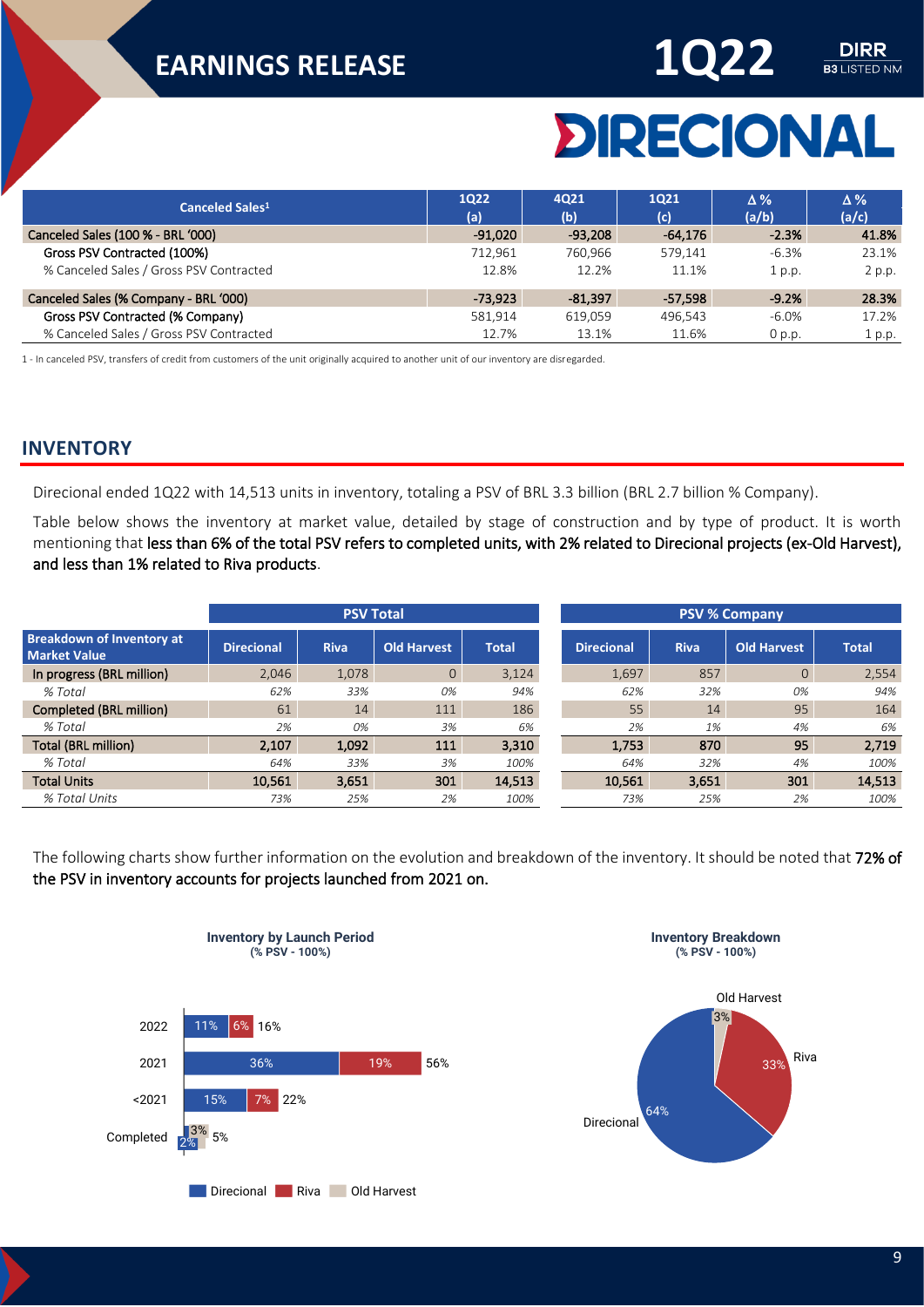| Canceled Sales[1] | 1Q22 (a) | 4Q21 (b) | 1Q21 (c) | Δ % (a/b) | Δ % (a/c) |
|---|---|---|---|---|---|
| Canceled Sales (100 % - BRL '000) | -91,020 | -93,208 | -64,176 | -2.3% | 41.8% |
| Gross PSV Contracted (100%) | 712,961 | 760,966 | 579,141 | -6.3% | 23.1% |
| % Canceled Sales / Gross PSV Contracted | 12.8% | 12.2% | 11.1% | 1 p.p. | 2 p.p. |
| Canceled Sales (% Company - BRL '000) | -73,923 | -81,397 | -57,598 | -9.2% | 28.3% |
| Gross PSV Contracted (% Company) | 581,914 | 619,059 | 496,543 | -6.0% | 17.2% |
| % Canceled Sales / Gross PSV Contracted | 12.7% | 13.1% | 11.6% | 0 p.p. | 1 p.p. |

1 - In canceled PSV, transfers of credit from customers of the unit originally acquired to another unit of our inventory are disregarded.

## INVENTORY

Direcional ended 1Q22 with 14,513 units in inventory, totaling a PSV of BRL 3.3 billion (BRL 2.7 billion % Company).

Table below shows the inventory at market value, detailed by stage of construction and by type of product. It is worth mentioning that **less than 6% of the total PSV refers to completed units, with 2% related to Direcional projects (ex-Old Harvest), and less than 1% related to Riva products**.

| | PSV Total | | | | PSV % Company | | | |
|---|---|---|---|---|---|---|---|---|
| Breakdown of Inventory at Market Value | Direcional | Riva | Old Harvest | Total | Direcional | Riva | Old Harvest | Total |
| In progress (BRL million) | 2,046 | 1,078 | 0 | 3,124 | 1,697 | 857 | 0 | 2,554 |
| *% Total* | *62%* | *33%* | *0%* | *94%* | *62%* | *32%* | *0%* | *94%* |
| Completed (BRL million) | 61 | 14 | 111 | 186 | 55 | 14 | 95 | 164 |
| *% Total* | *2%* | *0%* | *3%* | *6%* | *2%* | *1%* | *4%* | *6%* |
| Total (BRL million) | 2,107 | 1,092 | 111 | 3,310 | 1,753 | 870 | 95 | 2,719 |
| *% Total* | *64%* | *33%* | *3%* | *100%* | *64%* | *32%* | *4%* | *100%* |
| Total Units | 10,561 | 3,651 | 301 | 14,513 | 10,561 | 3,651 | 301 | 14,513 |
| *% Total Units* | *73%* | *25%* | *2%* | *100%* | *73%* | *25%* | *2%* | *100%* |

The following charts show further information on the evolution and breakdown of the inventory. It should be noted that **72% of the PSV in inventory accounts for projects launched from 2021 on.**

**Inventory by Launch Period**
**(% PSV - 100%)**

| | Direcional | Riva | Old Harvest | Total |
|---|---|---|---|---|
| 2022 | 11% | 6% | | 16% |
| 2021 | 36% | 19% | | 56% |
| <2021 | 15% | 7% | | 22% |
| Completed | 2% | | 3% | 5% |

**Inventory Breakdown**
**(% PSV - 100%)**

| | % |
|---|---|
| Direcional | 64% |
| Riva | 33% |
| Old Harvest | 3% |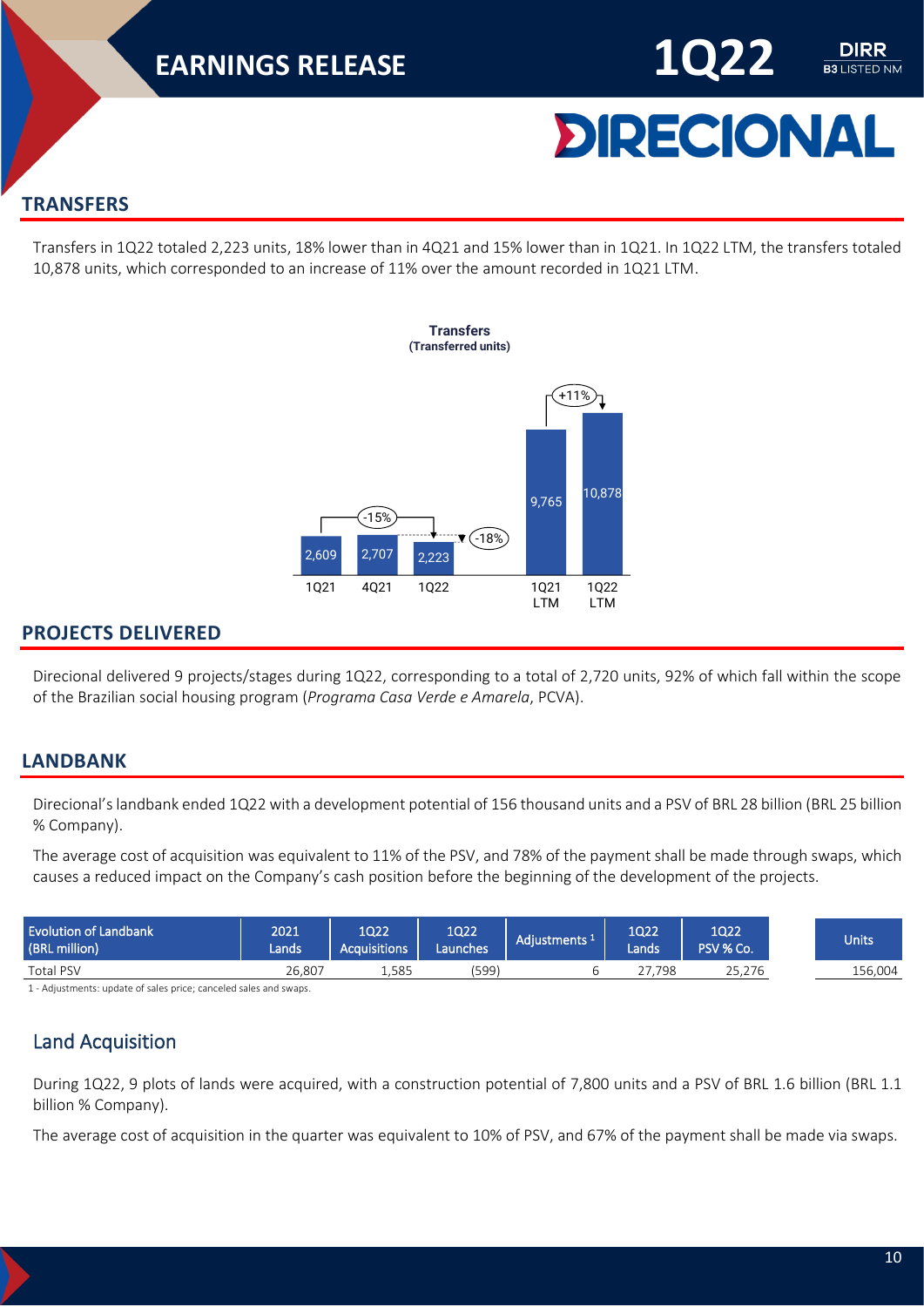## TRANSFERS

Transfers in 1Q22 totaled 2,223 units, 18% lower than in 4Q21 and 15% lower than in 1Q21. In 1Q22 LTM, the transfers totaled 10,878 units, which corresponded to an increase of 11% over the amount recorded in 1Q21 LTM.

**Transfers**
**(Transferred units)**

| 1Q21 | 4Q21 | 1Q22 | 1Q21 LTM | 1Q22 LTM |
|---|---|---|---|---|
| 2,609 | 2,707 | 2,223 | 9,765 | 10,878 |

1Q22 vs 1Q21: -15%; 1Q22 vs 4Q21: -18%; 1Q22 LTM vs 1Q21 LTM: +11%

## PROJECTS DELIVERED

Direcional delivered 9 projects/stages during 1Q22, corresponding to a total of 2,720 units, 92% of which fall within the scope of the Brazilian social housing program (*Programa Casa Verde e Amarela*, PCVA).

## LANDBANK

Direcional's landbank ended 1Q22 with a development potential of 156 thousand units and a PSV of BRL 28 billion (BRL 25 billion % Company).

The average cost of acquisition was equivalent to 11% of the PSV, and 78% of the payment shall be made through swaps, which causes a reduced impact on the Company's cash position before the beginning of the development of the projects.

| Evolution of Landbank (BRL million) | 2021 Lands | 1Q22 Acquisitions | 1Q22 Launches | Adjustments [1] | 1Q22 Lands | 1Q22 PSV % Co. | Units |
|---|---|---|---|---|---|---|---|
| Total PSV | 26,807 | 1,585 | (599) | 6 | 27,798 | 25,276 | 156,004 |

1 - Adjustments: update of sales price; canceled sales and swaps.

### Land Acquisition

During 1Q22, 9 plots of lands were acquired, with a construction potential of 7,800 units and a PSV of BRL 1.6 billion (BRL 1.1 billion % Company).

The average cost of acquisition in the quarter was equivalent to 10% of PSV, and 67% of the payment shall be made via swaps.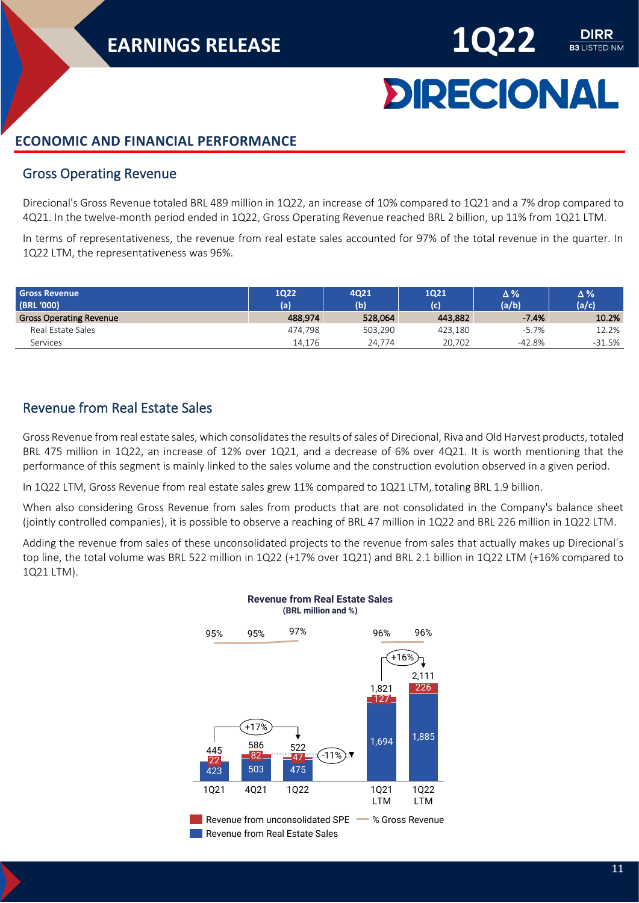## ECONOMIC AND FINANCIAL PERFORMANCE

### Gross Operating Revenue

Direcional's Gross Revenue totaled BRL 489 million in 1Q22, an increase of 10% compared to 1Q21 and a 7% drop compared to 4Q21. In the twelve-month period ended in 1Q22, Gross Operating Revenue reached BRL 2 billion, up 11% from 1Q21 LTM.

In terms of representativeness, the revenue from real estate sales accounted for 97% of the total revenue in the quarter. In 1Q22 LTM, the representativeness was 96%.

| Gross Revenue (BRL '000) | 1Q22 (a) | 4Q21 (b) | 1Q21 (c) | Δ % (a/b) | Δ % (a/c) |
|---|---|---|---|---|---|
| **Gross Operating Revenue** | **488,974** | **528,064** | **443,882** | **-7.4%** | **10.2%** |
| Real Estate Sales | 474,798 | 503,290 | 423,180 | -5.7% | 12.2% |
| Services | 14,176 | 24,774 | 20,702 | -42.8% | -31.5% |

### Revenue from Real Estate Sales

Gross Revenue from real estate sales, which consolidates the results of sales of Direcional, Riva and Old Harvest products, totaled BRL 475 million in 1Q22, an increase of 12% over 1Q21, and a decrease of 6% over 4Q21. It is worth mentioning that the performance of this segment is mainly linked to the sales volume and the construction evolution observed in a given period.

In 1Q22 LTM, Gross Revenue from real estate sales grew 11% compared to 1Q21 LTM, totaling BRL 1.9 billion.

When also considering Gross Revenue from sales from products that are not consolidated in the Company's balance sheet (jointly controlled companies), it is possible to observe a reaching of BRL 47 million in 1Q22 and BRL 226 million in 1Q22 LTM.

Adding the revenue from sales of these unconsolidated projects to the revenue from sales that actually makes up Direcional´s top line, the total volume was BRL 522 million in 1Q22 (+17% over 1Q21) and BRL 2.1 billion in 1Q22 LTM (+16% compared to 1Q21 LTM).

**Revenue from Real Estate Sales**
**(BRL million and %)**

| | 1Q21 | 4Q21 | 1Q22 | 1Q21 LTM | 1Q22 LTM |
|---|---|---|---|---|---|
| Revenue from Real Estate Sales | 423 | 503 | 475 | 1,694 | 1,885 |
| Revenue from unconsolidated SPE | 22 | 82 | 47 | 127 | 226 |
| Total | 445 | 586 | 522 | 1,821 | 2,111 |
| % Gross Revenue | 95% | 95% | 97% | 96% | 96% |

1Q22 vs 1Q21: +17%; 1Q22 vs 4Q21: -11%; 1Q22 LTM vs 1Q21 LTM: +16%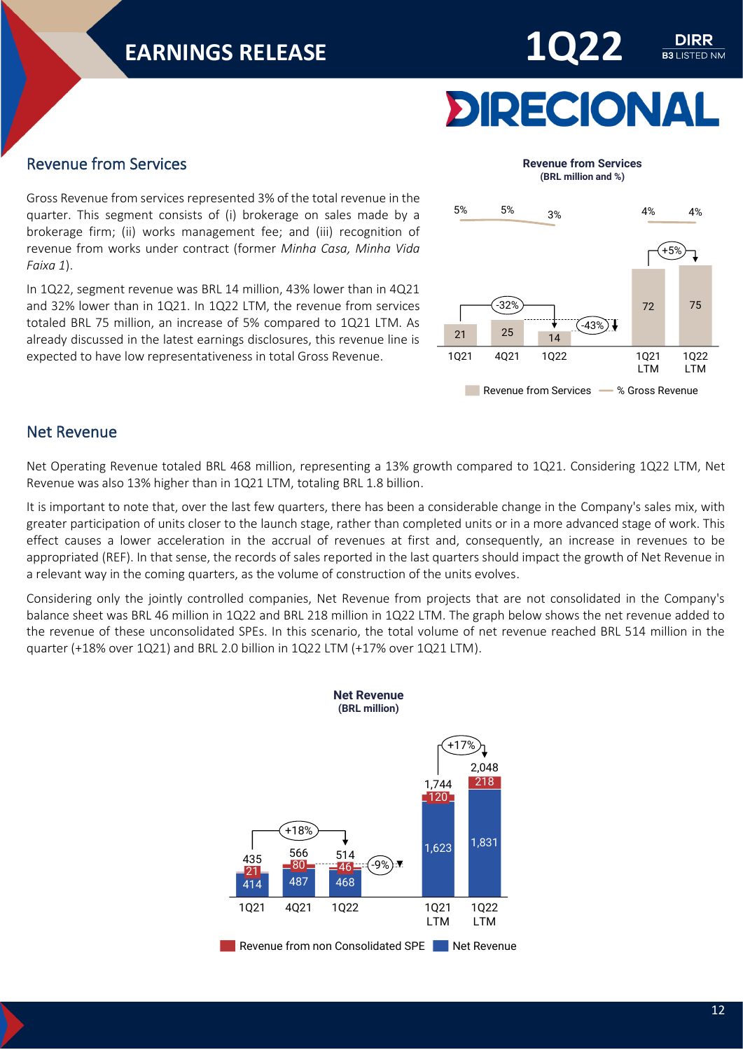## Revenue from Services

Gross Revenue from services represented 3% of the total revenue in the quarter. This segment consists of (i) brokerage on sales made by a brokerage firm; (ii) works management fee; and (iii) recognition of revenue from works under contract (former *Minha Casa, Minha Vida Faixa 1*).

In 1Q22, segment revenue was BRL 14 million, 43% lower than in 4Q21 and 32% lower than in 1Q21. In 1Q22 LTM, the revenue from services totaled BRL 75 million, an increase of 5% compared to 1Q21 LTM. As already discussed in the latest earnings disclosures, this revenue line is expected to have low representativeness in total Gross Revenue.

**Revenue from Services**
**(BRL million and %)**

| | 1Q21 | 4Q21 | 1Q22 | 1Q21 LTM | 1Q22 LTM |
|---|---|---|---|---|---|
| Revenue from Services | 21 | 25 | 14 | 72 | 75 |
| % Gross Revenue | 5% | 5% | 3% | 4% | 4% |

1Q22 vs 1Q21: -32%; 1Q22 vs 4Q21: -43%; 1Q22 LTM vs 1Q21 LTM: +5%

## Net Revenue

Net Operating Revenue totaled BRL 468 million, representing a 13% growth compared to 1Q21. Considering 1Q22 LTM, Net Revenue was also 13% higher than in 1Q21 LTM, totaling BRL 1.8 billion.

It is important to note that, over the last few quarters, there has been a considerable change in the Company's sales mix, with greater participation of units closer to the launch stage, rather than completed units or in a more advanced stage of work. This effect causes a lower acceleration in the accrual of revenues at first and, consequently, an increase in revenues to be appropriated (REF). In that sense, the records of sales reported in the last quarters should impact the growth of Net Revenue in a relevant way in the coming quarters, as the volume of construction of the units evolves.

Considering only the jointly controlled companies, Net Revenue from projects that are not consolidated in the Company's balance sheet was BRL 46 million in 1Q22 and BRL 218 million in 1Q22 LTM. The graph below shows the net revenue added to the revenue of these unconsolidated SPEs. In this scenario, the total volume of net revenue reached BRL 514 million in the quarter (+18% over 1Q21) and BRL 2.0 billion in 1Q22 LTM (+17% over 1Q21 LTM).

**Net Revenue**
**(BRL million)**

| | 1Q21 | 4Q21 | 1Q22 | 1Q21 LTM | 1Q22 LTM |
|---|---|---|---|---|---|
| Net Revenue | 414 | 487 | 468 | 1,623 | 1,831 |
| Revenue from non Consolidated SPE | 21 | 80 | 46 | 120 | 218 |
| Total | 435 | 566 | 514 | 1,744 | 2,048 |

1Q22 vs 1Q21: +18%; 1Q22 vs 4Q21: -9%; 1Q22 LTM vs 1Q21 LTM: +17%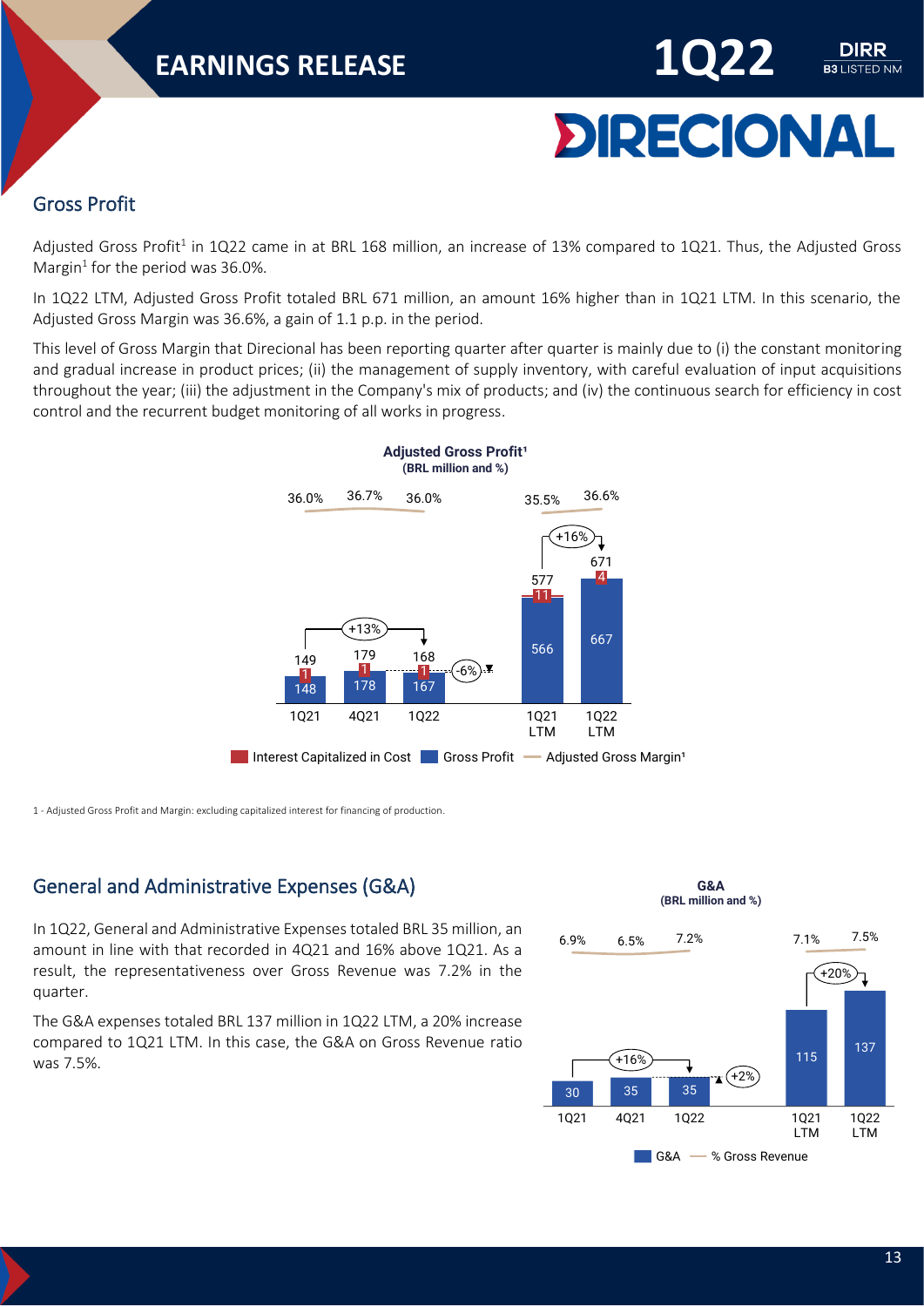## Gross Profit

Adjusted Gross Profit[1] in 1Q22 came in at BRL 168 million, an increase of 13% compared to 1Q21. Thus, the Adjusted Gross Margin[1] for the period was 36.0%.

In 1Q22 LTM, Adjusted Gross Profit totaled BRL 671 million, an amount 16% higher than in 1Q21 LTM. In this scenario, the Adjusted Gross Margin was 36.6%, a gain of 1.1 p.p. in the period.

This level of Gross Margin that Direcional has been reporting quarter after quarter is mainly due to (i) the constant monitoring and gradual increase in product prices; (ii) the management of supply inventory, with careful evaluation of input acquisitions throughout the year; (iii) the adjustment in the Company's mix of products; and (iv) the continuous search for efficiency in cost control and the recurrent budget monitoring of all works in progress.

**Adjusted Gross Profit[1]**
**(BRL million and %)**

| | 1Q21 | 4Q21 | 1Q22 | 1Q21 LTM | 1Q22 LTM |
|---|---|---|---|---|---|
| Gross Profit | 148 | 178 | 167 | 566 | 667 |
| Interest Capitalized in Cost | 1 | 1 | 1 | 11 | 4 |
| Adjusted Gross Profit | 149 | 179 | 168 | 577 | 671 |
| Adjusted Gross Margin[1] | 36.0% | 36.7% | 36.0% | 35.5% | 36.6% |

1Q22 vs 1Q21: +13%; 1Q22 vs 4Q21: -6%; 1Q22 LTM vs 1Q21 LTM: +16%

1 - Adjusted Gross Profit and Margin: excluding capitalized interest for financing of production.

## General and Administrative Expenses (G&A)

In 1Q22, General and Administrative Expenses totaled BRL 35 million, an amount in line with that recorded in 4Q21 and 16% above 1Q21. As a result, the representativeness over Gross Revenue was 7.2% in the quarter.

The G&A expenses totaled BRL 137 million in 1Q22 LTM, a 20% increase compared to 1Q21 LTM. In this case, the G&A on Gross Revenue ratio was 7.5%.

**G&A**
**(BRL million and %)**

| | 1Q21 | 4Q21 | 1Q22 | 1Q21 LTM | 1Q22 LTM |
|---|---|---|---|---|---|
| G&A | 30 | 35 | 35 | 115 | 137 |
| % Gross Revenue | 6.9% | 6.5% | 7.2% | 7.1% | 7.5% |

1Q22 vs 1Q21: +16%; 1Q22 vs 4Q21: +2%; 1Q22 LTM vs 1Q21 LTM: +20%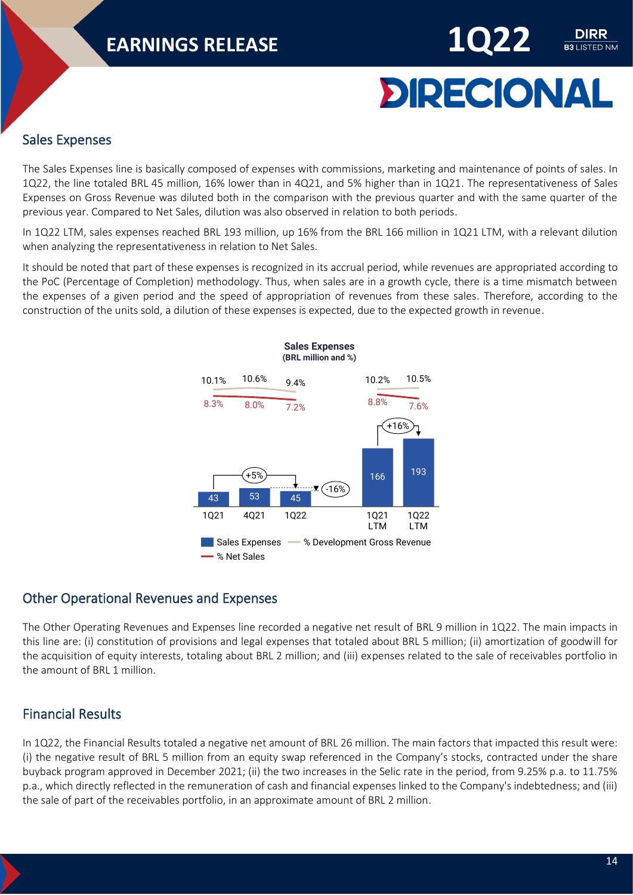## Sales Expenses

The Sales Expenses line is basically composed of expenses with commissions, marketing and maintenance of points of sales. In 1Q22, the line totaled BRL 45 million, 16% lower than in 4Q21, and 5% higher than in 1Q21. The representativeness of Sales Expenses on Gross Revenue was diluted both in the comparison with the previous quarter and with the same quarter of the previous year. Compared to Net Sales, dilution was also observed in relation to both periods.

In 1Q22 LTM, sales expenses reached BRL 193 million, up 16% from the BRL 166 million in 1Q21 LTM, with a relevant dilution when analyzing the representativeness in relation to Net Sales.

It should be noted that part of these expenses is recognized in its accrual period, while revenues are appropriated according to the PoC (Percentage of Completion) methodology. Thus, when sales are in a growth cycle, there is a time mismatch between the expenses of a given period and the speed of appropriation of revenues from these sales. Therefore, according to the construction of the units sold, a dilution of these expenses is expected, due to the expected growth in revenue.

**Sales Expenses**
**(BRL million and %)**

| | 1Q21 | 4Q21 | 1Q22 | 1Q21 LTM | 1Q22 LTM |
|---|---|---|---|---|---|
| Sales Expenses | 43 | 53 | 45 | 166 | 193 |
| % Development Gross Revenue | 10.1% | 10.6% | 9.4% | 10.2% | 10.5% |
| % Net Sales | 8.3% | 8.0% | 7.2% | 8.8% | 7.6% |

1Q22 vs 1Q21: +5%; 1Q22 vs 4Q21: -16%; 1Q22 LTM vs 1Q21 LTM: +16%

## Other Operational Revenues and Expenses

The Other Operating Revenues and Expenses line recorded a negative net result of BRL 9 million in 1Q22. The main impacts in this line are: (i) constitution of provisions and legal expenses that totaled about BRL 5 million; (ii) amortization of goodwill for the acquisition of equity interests, totaling about BRL 2 million; and (iii) expenses related to the sale of receivables portfolio in the amount of BRL 1 million.

## Financial Results

In 1Q22, the Financial Results totaled a negative net amount of BRL 26 million. The main factors that impacted this result were: (i) the negative result of BRL 5 million from an equity swap referenced in the Company's stocks, contracted under the share buyback program approved in December 2021; (ii) the two increases in the Selic rate in the period, from 9.25% p.a. to 11.75% p.a., which directly reflected in the remuneration of cash and financial expenses linked to the Company's indebtedness; and (iii) the sale of part of the receivables portfolio, in an approximate amount of BRL 2 million.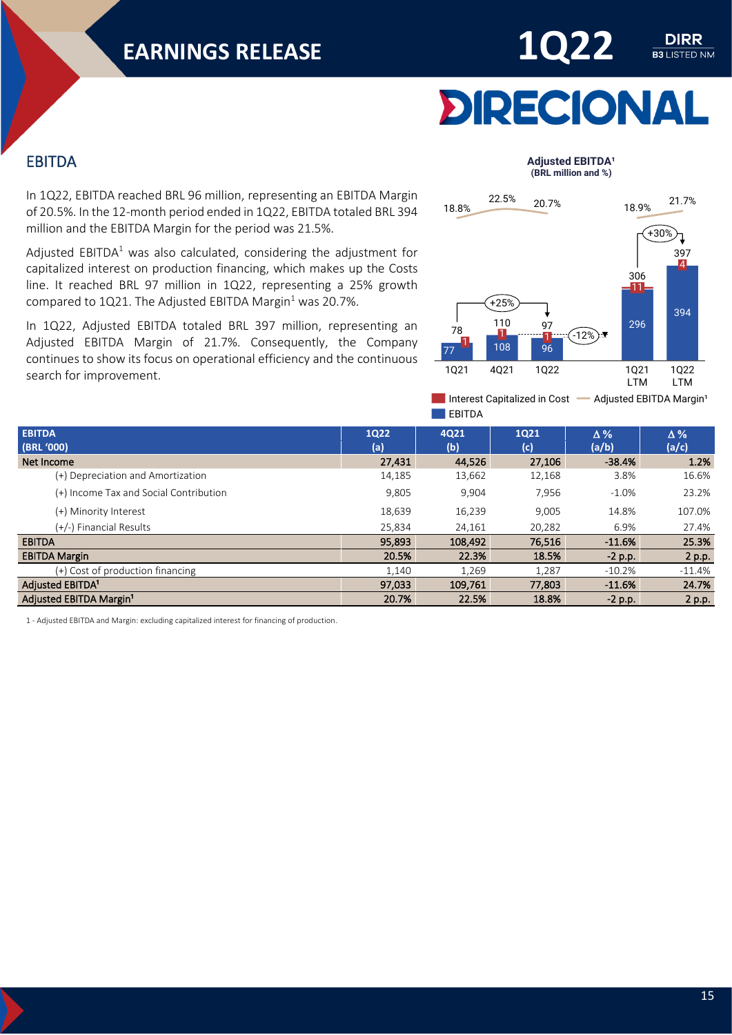## EBITDA

In 1Q22, EBITDA reached BRL 96 million, representing an EBITDA Margin of 20.5%. In the 12-month period ended in 1Q22, EBITDA totaled BRL 394 million and the EBITDA Margin for the period was 21.5%.

Adjusted EBITDA[1] was also calculated, considering the adjustment for capitalized interest on production financing, which makes up the Costs line. It reached BRL 97 million in 1Q22, representing a 25% growth compared to 1Q21. The Adjusted EBITDA Margin[1] was 20.7%.

In 1Q22, Adjusted EBITDA totaled BRL 397 million, representing an Adjusted EBITDA Margin of 21.7%. Consequently, the Company continues to show its focus on operational efficiency and the continuous search for improvement.

**Adjusted EBITDA¹ (BRL million and %)**

| | 1Q21 | 4Q21 | 1Q22 | 1Q21 LTM | 1Q22 LTM |
|---|---|---|---|---|---|
| EBITDA | 77 | 108 | 96 | 296 | 394 |
| Interest Capitalized in Cost | 1 | 1 | 1 | 11 | 4 |
| Total | 78 | 110 | 97 | 306 | 397 |
| Adjusted EBITDA Margin¹ | 18.8% | 22.5% | 20.7% | 18.9% | 21.7% |

1Q22 vs 1Q21: +25%; 1Q22 vs 4Q21: -12%; 1Q22 LTM vs 1Q21 LTM: +30%

| EBITDA (BRL '000) | 1Q22 (a) | 4Q21 (b) | 1Q21 (c) | Δ % (a/b) | Δ % (a/c) |
|---|---|---|---|---|---|
| **Net Income** | **27,431** | **44,526** | **27,106** | **-38.4%** | **1.2%** |
| (+) Depreciation and Amortization | 14,185 | 13,662 | 12,168 | 3.8% | 16.6% |
| (+) Income Tax and Social Contribution | 9,805 | 9,904 | 7,956 | -1.0% | 23.2% |
| (+) Minority Interest | 18,639 | 16,239 | 9,005 | 14.8% | 107.0% |
| (+/-) Financial Results | 25,834 | 24,161 | 20,282 | 6.9% | 27.4% |
| **EBITDA** | **95,893** | **108,492** | **76,516** | **-11.6%** | **25.3%** |
| **EBITDA Margin** | **20.5%** | **22.3%** | **18.5%** | **-2 p.p.** | **2 p.p.** |
| (+) Cost of production financing | 1,140 | 1,269 | 1,287 | -10.2% | -11.4% |
| **Adjusted EBITDA¹** | **97,033** | **109,761** | **77,803** | **-11.6%** | **24.7%** |
| **Adjusted EBITDA Margin¹** | **20.7%** | **22.5%** | **18.8%** | **-2 p.p.** | **2 p.p.** |

1 - Adjusted EBITDA and Margin: excluding capitalized interest for financing of production.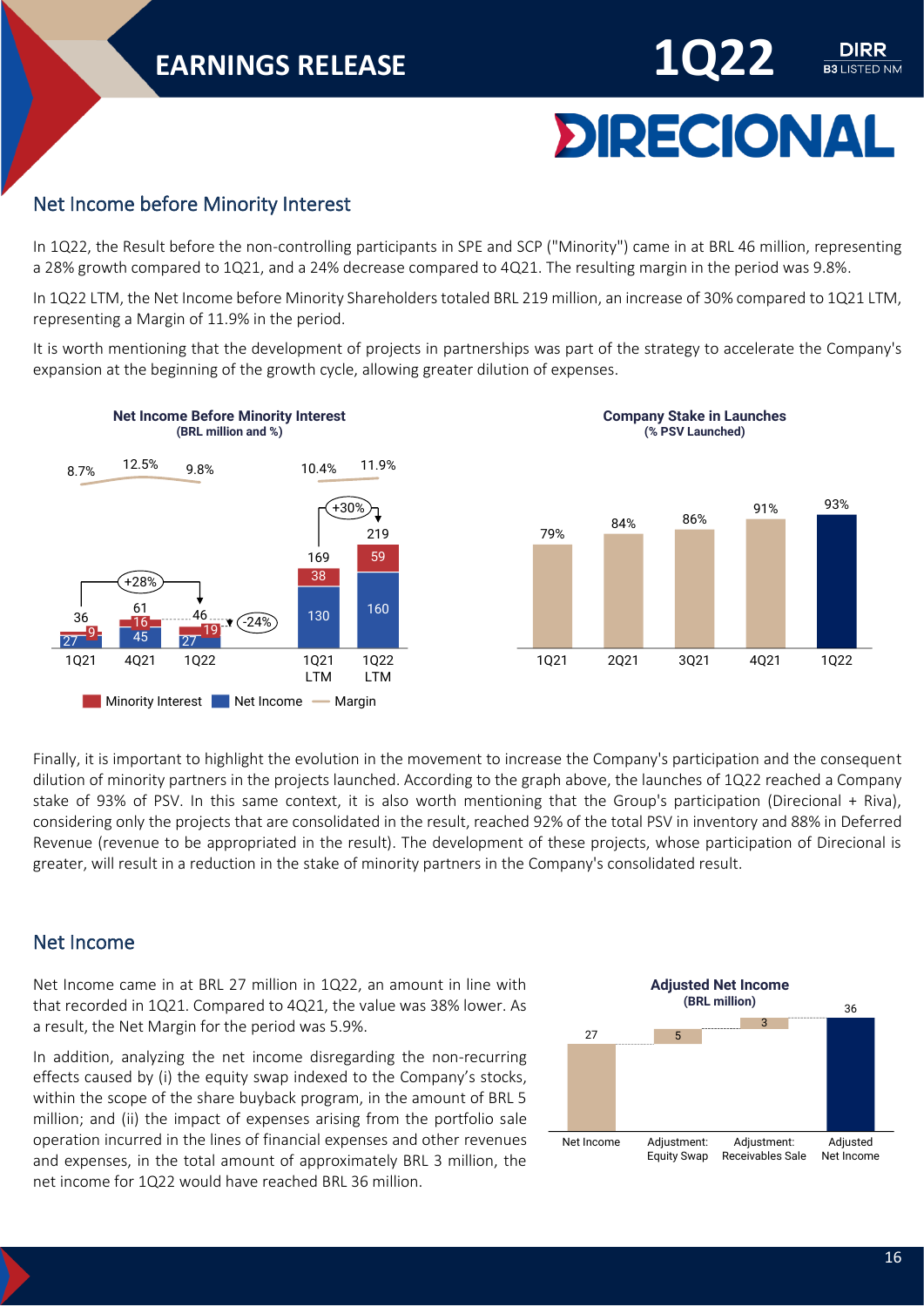## Net Income before Minority Interest

In 1Q22, the Result before the non-controlling participants in SPE and SCP ("Minority") came in at BRL 46 million, representing a 28% growth compared to 1Q21, and a 24% decrease compared to 4Q21. The resulting margin in the period was 9.8%.

In 1Q22 LTM, the Net Income before Minority Shareholders totaled BRL 219 million, an increase of 30% compared to 1Q21 LTM, representing a Margin of 11.9% in the period.

It is worth mentioning that the development of projects in partnerships was part of the strategy to accelerate the Company's expansion at the beginning of the growth cycle, allowing greater dilution of expenses.

**Net Income Before Minority Interest**
(BRL million and %)

| | 1Q21 | 4Q21 | 1Q22 | 1Q21 LTM | 1Q22 LTM |
|---|---|---|---|---|---|
| Net Income | 27 | 45 | 27 | 130 | 160 |
| Minority Interest | 9 | 16 | 19 | 38 | 59 |
| Total | 36 | 61 | 46 | 169 | 219 |
| Margin | 8.7% | 12.5% | 9.8% | 10.4% | 11.9% |

1Q22 vs 1Q21: +28%; 1Q22 vs 4Q21: -24%; 1Q22 LTM vs 1Q21 LTM: +30%

**Company Stake in Launches**
(% PSV Launched)

| 1Q21 | 2Q21 | 3Q21 | 4Q21 | 1Q22 |
|---|---|---|---|---|
| 79% | 84% | 86% | 91% | 93% |

Finally, it is important to highlight the evolution in the movement to increase the Company's participation and the consequent dilution of minority partners in the projects launched. According to the graph above, the launches of 1Q22 reached a Company stake of 93% of PSV. In this same context, it is also worth mentioning that the Group's participation (Direcional + Riva), considering only the projects that are consolidated in the result, reached 92% of the total PSV in inventory and 88% in Deferred Revenue (revenue to be appropriated in the result). The development of these projects, whose participation of Direcional is greater, will result in a reduction in the stake of minority partners in the Company's consolidated result.

## Net Income

Net Income came in at BRL 27 million in 1Q22, an amount in line with that recorded in 1Q21. Compared to 4Q21, the value was 38% lower. As a result, the Net Margin for the period was 5.9%.

In addition, analyzing the net income disregarding the non-recurring effects caused by (i) the equity swap indexed to the Company's stocks, within the scope of the share buyback program, in the amount of BRL 5 million; and (ii) the impact of expenses arising from the portfolio sale operation incurred in the lines of financial expenses and other revenues and expenses, in the total amount of approximately BRL 3 million, the net income for 1Q22 would have reached BRL 36 million.

**Adjusted Net Income**
(BRL million)

| Net Income | Adjustment: Equity Swap | Adjustment: Receivables Sale | Adjusted Net Income |
|---|---|---|---|
| 27 | 5 | 3 | 36 |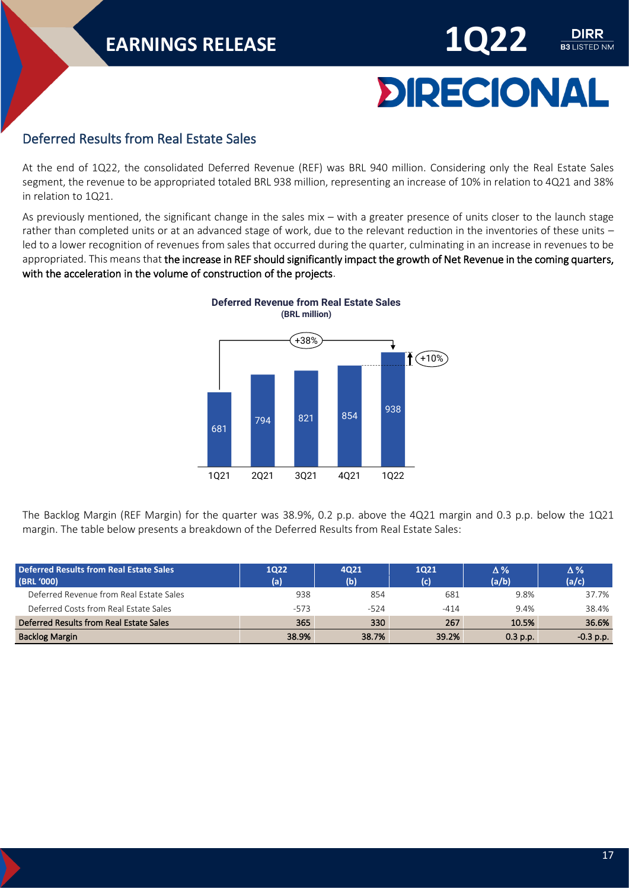## Deferred Results from Real Estate Sales

At the end of 1Q22, the consolidated Deferred Revenue (REF) was BRL 940 million. Considering only the Real Estate Sales segment, the revenue to be appropriated totaled BRL 938 million, representing an increase of 10% in relation to 4Q21 and 38% in relation to 1Q21.

As previously mentioned, the significant change in the sales mix – with a greater presence of units closer to the launch stage rather than completed units or at an advanced stage of work, due to the relevant reduction in the inventories of these units – led to a lower recognition of revenues from sales that occurred during the quarter, culminating in an increase in revenues to be appropriated. This means that **the increase in REF should significantly impact the growth of Net Revenue in the coming quarters, with the acceleration in the volume of construction of the projects**.

**Deferred Revenue from Real Estate Sales**
**(BRL million)**

| | 1Q21 | 2Q21 | 3Q21 | 4Q21 | 1Q22 |
|---|---|---|---|---|---|
| Deferred Revenue | 681 | 794 | 821 | 854 | 938 |

+38% (1Q22 vs 1Q21); +10% (1Q22 vs 4Q21)

The Backlog Margin (REF Margin) for the quarter was 38.9%, 0.2 p.p. above the 4Q21 margin and 0.3 p.p. below the 1Q21 margin. The table below presents a breakdown of the Deferred Results from Real Estate Sales:

| Deferred Results from Real Estate Sales (BRL '000) | 1Q22 (a) | 4Q21 (b) | 1Q21 (c) | Δ% (a/b) | Δ% (a/c) |
|---|---|---|---|---|---|
| Deferred Revenue from Real Estate Sales | 938 | 854 | 681 | 9.8% | 37.7% |
| Deferred Costs from Real Estate Sales | -573 | -524 | -414 | 9.4% | 38.4% |
| **Deferred Results from Real Estate Sales** | **365** | **330** | **267** | **10.5%** | **36.6%** |
| **Backlog Margin** | **38.9%** | **38.7%** | **39.2%** | **0.3 p.p.** | **-0.3 p.p.** |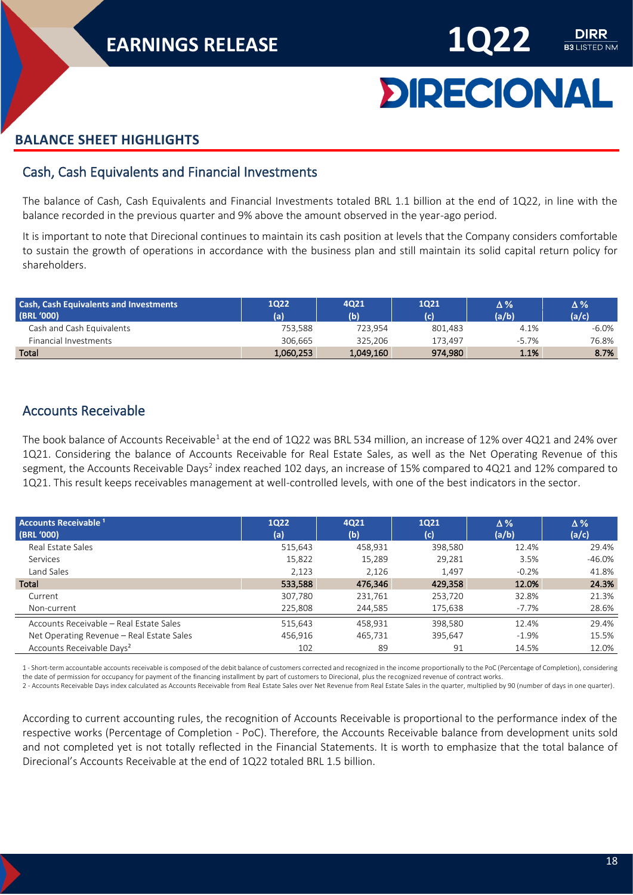## BALANCE SHEET HIGHLIGHTS

### Cash, Cash Equivalents and Financial Investments

The balance of Cash, Cash Equivalents and Financial Investments totaled BRL 1.1 billion at the end of 1Q22, in line with the balance recorded in the previous quarter and 9% above the amount observed in the year-ago period.

It is important to note that Direcional continues to maintain its cash position at levels that the Company considers comfortable to sustain the growth of operations in accordance with the business plan and still maintain its solid capital return policy for shareholders.

| Cash, Cash Equivalents and Investments (BRL '000) | 1Q22 (a) | 4Q21 (b) | 1Q21 (c) | Δ % (a/b) | Δ % (a/c) |
|---|---|---|---|---|---|
| Cash and Cash Equivalents | 753,588 | 723,954 | 801,483 | 4.1% | -6.0% |
| Financial Investments | 306,665 | 325,206 | 173,497 | -5.7% | 76.8% |
| **Total** | **1,060,253** | **1,049,160** | **974,980** | **1.1%** | **8.7%** |

### Accounts Receivable

The book balance of Accounts Receivable[1] at the end of 1Q22 was BRL 534 million, an increase of 12% over 4Q21 and 24% over 1Q21. Considering the balance of Accounts Receivable for Real Estate Sales, as well as the Net Operating Revenue of this segment, the Accounts Receivable Days[2] index reached 102 days, an increase of 15% compared to 4Q21 and 12% compared to 1Q21. This result keeps receivables management at well-controlled levels, with one of the best indicators in the sector.

| Accounts Receivable [1] (BRL '000) | 1Q22 (a) | 4Q21 (b) | 1Q21 (c) | Δ % (a/b) | Δ % (a/c) |
|---|---|---|---|---|---|
| Real Estate Sales | 515,643 | 458,931 | 398,580 | 12.4% | 29.4% |
| Services | 15,822 | 15,289 | 29,281 | 3.5% | -46.0% |
| Land Sales | 2,123 | 2,126 | 1,497 | -0.2% | 41.8% |
| **Total** | **533,588** | **476,346** | **429,358** | **12.0%** | **24.3%** |
| Current | 307,780 | 231,761 | 253,720 | 32.8% | 21.3% |
| Non-current | 225,808 | 244,585 | 175,638 | -7.7% | 28.6% |
| Accounts Receivable – Real Estate Sales | 515,643 | 458,931 | 398,580 | 12.4% | 29.4% |
| Net Operating Revenue – Real Estate Sales | 456,916 | 465,731 | 395,647 | -1.9% | 15.5% |
| Accounts Receivable Days[2] | 102 | 89 | 91 | 14.5% | 12.0% |

1 - Short-term accountable accounts receivable is composed of the debit balance of customers corrected and recognized in the income proportionally to the PoC (Percentage of Completion), considering the date of permission for occupancy for payment of the financing installment by part of customers to Direcional, plus the recognized revenue of contract works.
2 - Accounts Receivable Days index calculated as Accounts Receivable from Real Estate Sales over Net Revenue from Real Estate Sales in the quarter, multiplied by 90 (number of days in one quarter).

According to current accounting rules, the recognition of Accounts Receivable is proportional to the performance index of the respective works (Percentage of Completion - PoC). Therefore, the Accounts Receivable balance from development units sold and not completed yet is not totally reflected in the Financial Statements. It is worth to emphasize that the total balance of Direcional's Accounts Receivable at the end of 1Q22 totaled BRL 1.5 billion.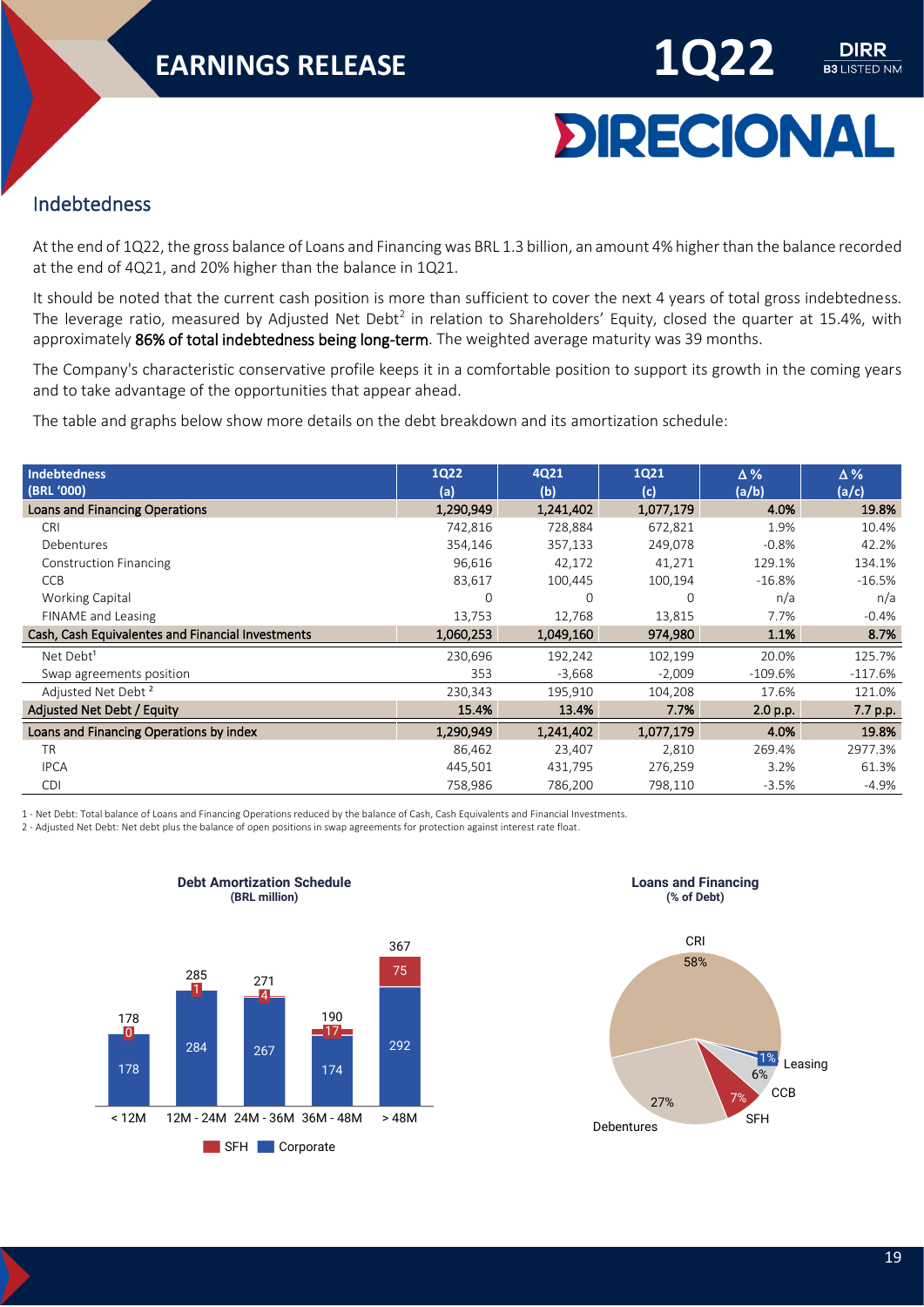## Indebtedness

At the end of 1Q22, the gross balance of Loans and Financing was BRL 1.3 billion, an amount 4% higher than the balance recorded at the end of 4Q21, and 20% higher than the balance in 1Q21.

It should be noted that the current cash position is more than sufficient to cover the next 4 years of total gross indebtedness. The leverage ratio, measured by Adjusted Net Debt[2] in relation to Shareholders' Equity, closed the quarter at 15.4%, with approximately **86% of total indebtedness being long-term**. The weighted average maturity was 39 months.

The Company's characteristic conservative profile keeps it in a comfortable position to support its growth in the coming years and to take advantage of the opportunities that appear ahead.

The table and graphs below show more details on the debt breakdown and its amortization schedule:

| Indebtedness (BRL '000) | 1Q22 (a) | 4Q21 (b) | 1Q21 (c) | Δ % (a/b) | Δ % (a/c) |
|---|---|---|---|---|---|
| **Loans and Financing Operations** | **1,290,949** | **1,241,402** | **1,077,179** | **4.0%** | **19.8%** |
| CRI | 742,816 | 728,884 | 672,821 | 1.9% | 10.4% |
| Debentures | 354,146 | 357,133 | 249,078 | -0.8% | 42.2% |
| Construction Financing | 96,616 | 42,172 | 41,271 | 129.1% | 134.1% |
| CCB | 83,617 | 100,445 | 100,194 | -16.8% | -16.5% |
| Working Capital | 0 | 0 | 0 | n/a | n/a |
| FINAME and Leasing | 13,753 | 12,768 | 13,815 | 7.7% | -0.4% |
| **Cash, Cash Equivalentes and Financial Investments** | **1,060,253** | **1,049,160** | **974,980** | **1.1%** | **8.7%** |
| Net Debt[1] | 230,696 | 192,242 | 102,199 | 20.0% | 125.7% |
| Swap agreements position | 353 | -3,668 | -2,009 | -109.6% | -117.6% |
| Adjusted Net Debt [2] | 230,343 | 195,910 | 104,208 | 17.6% | 121.0% |
| **Adjusted Net Debt / Equity** | **15.4%** | **13.4%** | **7.7%** | **2.0 p.p.** | **7.7 p.p.** |
| **Loans and Financing Operations by index** | **1,290,949** | **1,241,402** | **1,077,179** | **4.0%** | **19.8%** |
| TR | 86,462 | 23,407 | 2,810 | 269.4% | 2977.3% |
| IPCA | 445,501 | 431,795 | 276,259 | 3.2% | 61.3% |
| CDI | 758,986 | 786,200 | 798,110 | -3.5% | -4.9% |

1 - Net Debt: Total balance of Loans and Financing Operations reduced by the balance of Cash, Cash Equivalents and Financial Investments.
2 - Adjusted Net Debt: Net debt plus the balance of open positions in swap agreements for protection against interest rate float.

**Debt Amortization Schedule (BRL million)**

| | < 12M | 12M - 24M | 24M - 36M | 36M - 48M | > 48M |
|---|---|---|---|---|---|
| SFH | 0 | 1 | 4 | 17 | 75 |
| Corporate | 178 | 284 | 267 | 174 | 292 |
| Total | 178 | 285 | 271 | 190 | 367 |

**Loans and Financing (% of Debt)**

| Type | % |
|---|---|
| CRI | 58% |
| Debentures | 27% |
| SFH | 7% |
| CCB | 6% |
| Leasing | 1% |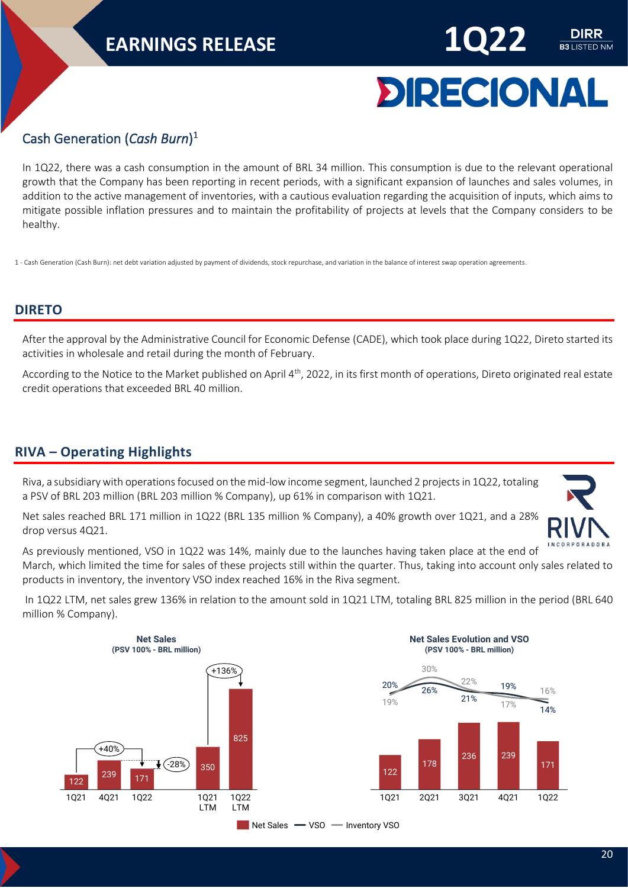## Cash Generation (*Cash Burn*)[1]

In 1Q22, there was a cash consumption in the amount of BRL 34 million. This consumption is due to the relevant operational growth that the Company has been reporting in recent periods, with a significant expansion of launches and sales volumes, in addition to the active management of inventories, with a cautious evaluation regarding the acquisition of inputs, which aims to mitigate possible inflation pressures and to maintain the profitability of projects at levels that the Company considers to be healthy.

1 - Cash Generation (Cash Burn): net debt variation adjusted by payment of dividends, stock repurchase, and variation in the balance of interest swap operation agreements.

## DIRETO

After the approval by the Administrative Council for Economic Defense (CADE), which took place during 1Q22, Direto started its activities in wholesale and retail during the month of February.

According to the Notice to the Market published on April 4th, 2022, in its first month of operations, Direto originated real estate credit operations that exceeded BRL 40 million.

## RIVA – Operating Highlights

Riva, a subsidiary with operations focused on the mid-low income segment, launched 2 projects in 1Q22, totaling a PSV of BRL 203 million (BRL 203 million % Company), up 61% in comparison with 1Q21.

Net sales reached BRL 171 million in 1Q22 (BRL 135 million % Company), a 40% growth over 1Q21, and a 28% drop versus 4Q21.

As previously mentioned, VSO in 1Q22 was 14%, mainly due to the launches having taken place at the end of March, which limited the time for sales of these projects still within the quarter. Thus, taking into account only sales related to products in inventory, the inventory VSO index reached 16% in the Riva segment.

In 1Q22 LTM, net sales grew 136% in relation to the amount sold in 1Q21 LTM, totaling BRL 825 million in the period (BRL 640 million % Company).

**Net Sales**
**(PSV 100% - BRL million)**

| Period | Net Sales |
|---|---|
| 1Q21 | 122 |
| 4Q21 | 239 |
| 1Q22 | 171 |
| 1Q21 LTM | 350 |
| 1Q22 LTM | 825 |

1Q22 vs 1Q21: +40%; 1Q22 vs 4Q21: -28%; 1Q22 LTM vs 1Q21 LTM: +136%

**Net Sales Evolution and VSO**
**(PSV 100% - BRL million)**

| | 1Q21 | 2Q21 | 3Q21 | 4Q21 | 1Q22 |
|---|---|---|---|---|---|
| Net Sales | 122 | 178 | 236 | 239 | 171 |
| VSO | 20% | 26% | 21% | 19% | 14% |
| Inventory VSO | 19% | 30% | 22% | 17% | 16% |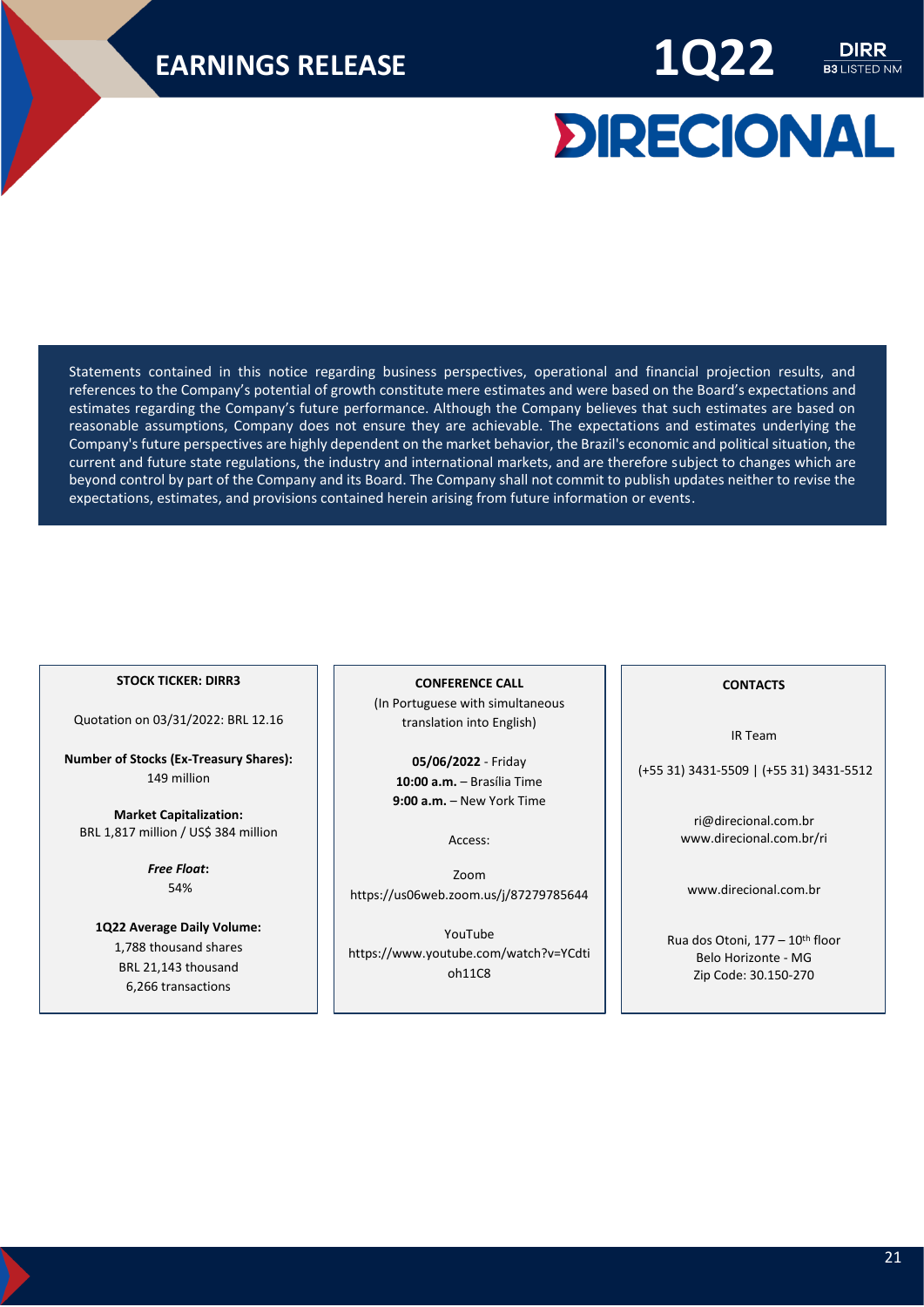# EARNINGS RELEASE 1Q22

DIRR B3 LISTED NM

DIRECIONAL

Statements contained in this notice regarding business perspectives, operational and financial projection results, and references to the Company's potential of growth constitute mere estimates and were based on the Board's expectations and estimates regarding the Company's future performance. Although the Company believes that such estimates are based on reasonable assumptions, Company does not ensure they are achievable. The expectations and estimates underlying the Company's future perspectives are highly dependent on the market behavior, the Brazil's economic and political situation, the current and future state regulations, the industry and international markets, and are therefore subject to changes which are beyond control by part of the Company and its Board. The Company shall not commit to publish updates neither to revise the expectations, estimates, and provisions contained herein arising from future information or events.

**STOCK TICKER: DIRR3**

Quotation on 03/31/2022: BRL 12.16

**Number of Stocks (Ex-Treasury Shares):**
149 million

**Market Capitalization:**
BRL 1,817 million / US$ 384 million

***Free Float*:**
54%

**1Q22 Average Daily Volume:**
1,788 thousand shares
BRL 21,143 thousand
6,266 transactions

**CONFERENCE CALL**
(In Portuguese with simultaneous translation into English)

**05/06/2022** - Friday
**10:00 a.m.** – Brasília Time
**9:00 a.m.** – New York Time

Access:

Zoom
https://us06web.zoom.us/j/87279785644

YouTube
https://www.youtube.com/watch?v=YCdtioh11C8

**CONTACTS**

IR Team

(+55 31) 3431-5509 | (+55 31) 3431-5512

ri@direcional.com.br
www.direcional.com.br/ri

www.direcional.com.br

Rua dos Otoni, 177 – 10th floor
Belo Horizonte - MG
Zip Code: 30.150-270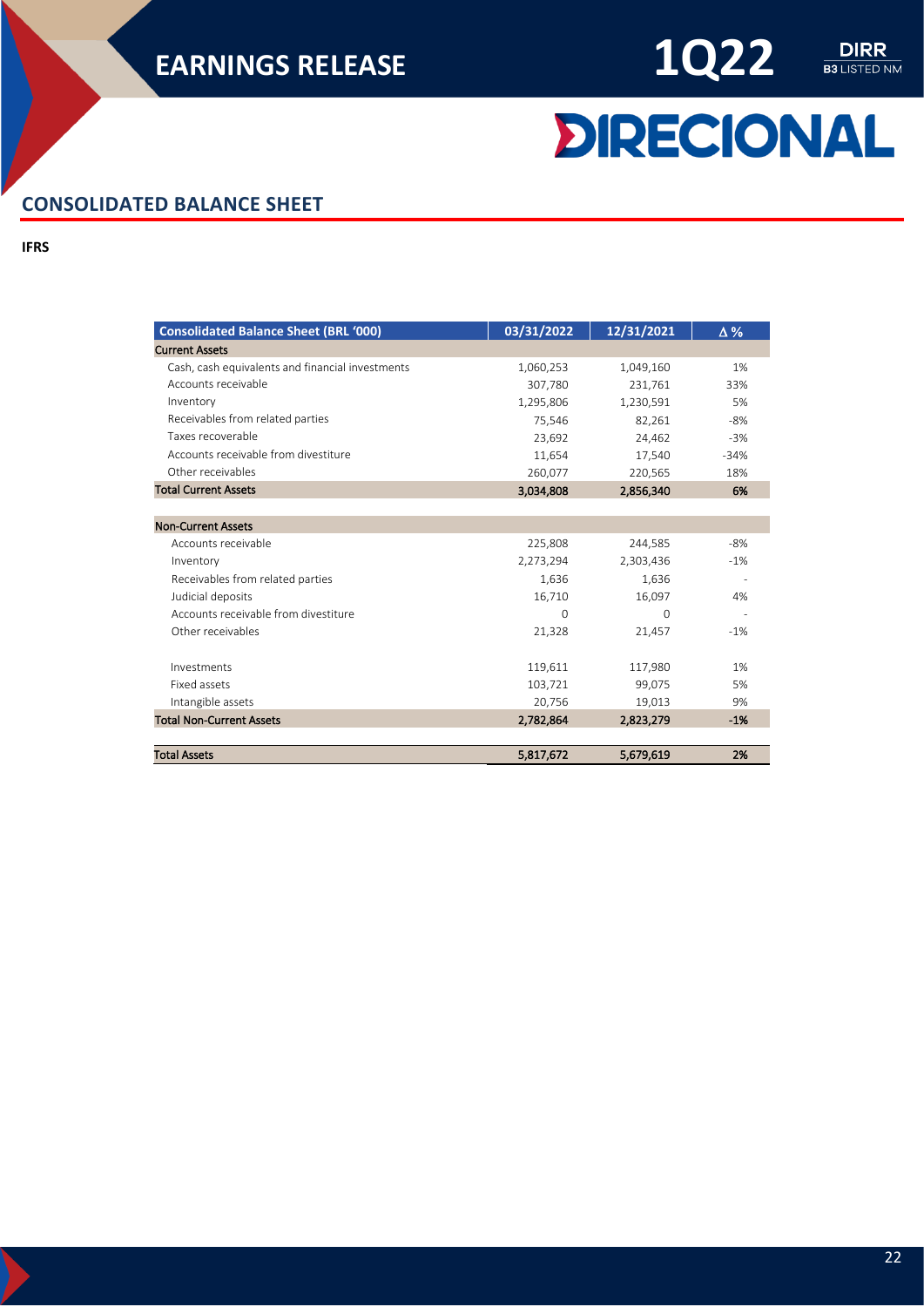## CONSOLIDATED BALANCE SHEET

**IFRS**

| Consolidated Balance Sheet (BRL '000) | 03/31/2022 | 12/31/2021 | Δ % |
|---|---|---|---|
| **Current Assets** | | | |
| Cash, cash equivalents and financial investments | 1,060,253 | 1,049,160 | 1% |
| Accounts receivable | 307,780 | 231,761 | 33% |
| Inventory | 1,295,806 | 1,230,591 | 5% |
| Receivables from related parties | 75,546 | 82,261 | -8% |
| Taxes recoverable | 23,692 | 24,462 | -3% |
| Accounts receivable from divestiture | 11,654 | 17,540 | -34% |
| Other receivables | 260,077 | 220,565 | 18% |
| **Total Current Assets** | **3,034,808** | **2,856,340** | **6%** |
| | | | |
| **Non-Current Assets** | | | |
| Accounts receivable | 225,808 | 244,585 | -8% |
| Inventory | 2,273,294 | 2,303,436 | -1% |
| Receivables from related parties | 1,636 | 1,636 | - |
| Judicial deposits | 16,710 | 16,097 | 4% |
| Accounts receivable from divestiture | 0 | 0 | - |
| Other receivables | 21,328 | 21,457 | -1% |
| | | | |
| Investments | 119,611 | 117,980 | 1% |
| Fixed assets | 103,721 | 99,075 | 5% |
| Intangible assets | 20,756 | 19,013 | 9% |
| **Total Non-Current Assets** | **2,782,864** | **2,823,279** | **-1%** |
| | | | |
| **Total Assets** | **5,817,672** | **5,679,619** | **2%** |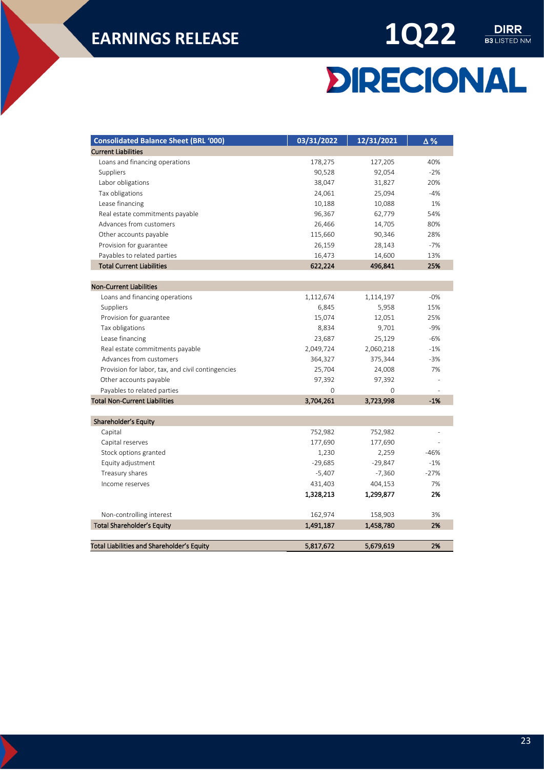| Consolidated Balance Sheet (BRL '000) | 03/31/2022 | 12/31/2021 | Δ % |
|---|---|---|---|
| **Current Liabilities** | | | |
| Loans and financing operations | 178,275 | 127,205 | 40% |
| Suppliers | 90,528 | 92,054 | -2% |
| Labor obligations | 38,047 | 31,827 | 20% |
| Tax obligations | 24,061 | 25,094 | -4% |
| Lease financing | 10,188 | 10,088 | 1% |
| Real estate commitments payable | 96,367 | 62,779 | 54% |
| Advances from customers | 26,466 | 14,705 | 80% |
| Other accounts payable | 115,660 | 90,346 | 28% |
| Provision for guarantee | 26,159 | 28,143 | -7% |
| Payables to related parties | 16,473 | 14,600 | 13% |
| **Total Current Liabilities** | **622,224** | **496,841** | **25%** |
| | | | |
| **Non-Current Liabilities** | | | |
| Loans and financing operations | 1,112,674 | 1,114,197 | -0% |
| Suppliers | 6,845 | 5,958 | 15% |
| Provision for guarantee | 15,074 | 12,051 | 25% |
| Tax obligations | 8,834 | 9,701 | -9% |
| Lease financing | 23,687 | 25,129 | -6% |
| Real estate commitments payable | 2,049,724 | 2,060,218 | -1% |
| Advances from customers | 364,327 | 375,344 | -3% |
| Provision for labor, tax, and civil contingencies | 25,704 | 24,008 | 7% |
| Other accounts payable | 97,392 | 97,392 | - |
| Payables to related parties | 0 | 0 | - |
| **Total Non-Current Liabilities** | **3,704,261** | **3,723,998** | **-1%** |
| | | | |
| **Shareholder's Equity** | | | |
| Capital | 752,982 | 752,982 | - |
| Capital reserves | 177,690 | 177,690 | - |
| Stock options granted | 1,230 | 2,259 | -46% |
| Equity adjustment | -29,685 | -29,847 | -1% |
| Treasury shares | -5,407 | -7,360 | -27% |
| Income reserves | 431,403 | 404,153 | 7% |
| | **1,328,213** | **1,299,877** | **2%** |
| | | | |
| Non-controlling interest | 162,974 | 158,903 | 3% |
| **Total Shareholder's Equity** | **1,491,187** | **1,458,780** | **2%** |
| | | | |
| **Total Liabilities and Shareholder's Equity** | **5,817,672** | **5,679,619** | **2%** |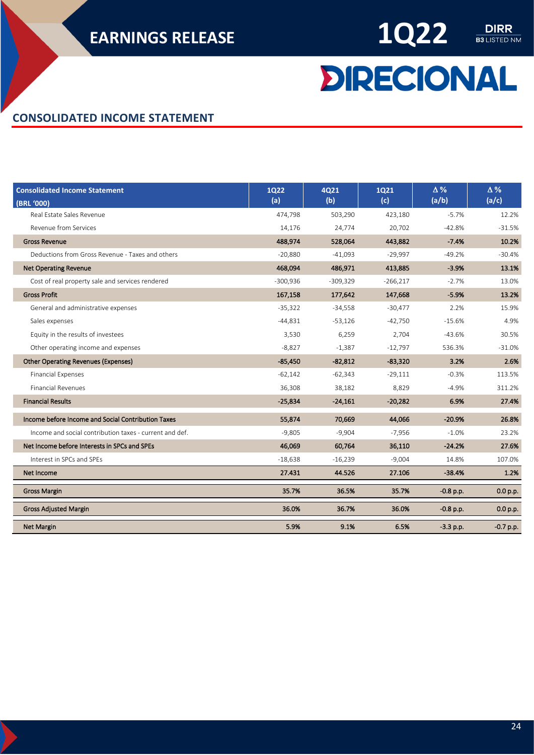## CONSOLIDATED INCOME STATEMENT

| Consolidated Income Statement (BRL '000) | 1Q22 (a) | 4Q21 (b) | 1Q21 (c) | Δ % (a/b) | Δ % (a/c) |
|---|---|---|---|---|---|
| Real Estate Sales Revenue | 474,798 | 503,290 | 423,180 | -5.7% | 12.2% |
| Revenue from Services | 14,176 | 24,774 | 20,702 | -42.8% | -31.5% |
| **Gross Revenue** | **488,974** | **528,064** | **443,882** | **-7.4%** | **10.2%** |
| Deductions from Gross Revenue - Taxes and others | -20,880 | -41,093 | -29,997 | -49.2% | -30.4% |
| **Net Operating Revenue** | **468,094** | **486,971** | **413,885** | **-3.9%** | **13.1%** |
| Cost of real property sale and services rendered | -300,936 | -309,329 | -266,217 | -2.7% | 13.0% |
| **Gross Profit** | **167,158** | **177,642** | **147,668** | **-5.9%** | **13.2%** |
| General and administrative expenses | -35,322 | -34,558 | -30,477 | 2.2% | 15.9% |
| Sales expenses | -44,831 | -53,126 | -42,750 | -15.6% | 4.9% |
| Equity in the results of investees | 3,530 | 6,259 | 2,704 | -43.6% | 30.5% |
| Other operating income and expenses | -8,827 | -1,387 | -12,797 | 536.3% | -31.0% |
| **Other Operating Revenues (Expenses)** | **-85,450** | **-82,812** | **-83,320** | **3.2%** | **2.6%** |
| Financial Expenses | -62,142 | -62,343 | -29,111 | -0.3% | 113.5% |
| Financial Revenues | 36,308 | 38,182 | 8,829 | -4.9% | 311.2% |
| **Financial Results** | **-25,834** | **-24,161** | **-20,282** | **6.9%** | **27.4%** |
| **Income before Income and Social Contribution Taxes** | **55,874** | **70,669** | **44,066** | **-20.9%** | **26.8%** |
| Income and social contribution taxes - current and def. | -9,805 | -9,904 | -7,956 | -1.0% | 23.2% |
| **Net Income before Interests in SPCs and SPEs** | **46,069** | **60,764** | **36,110** | **-24.2%** | **27.6%** |
| Interest in SPCs and SPEs | -18,638 | -16,239 | -9,004 | 14.8% | 107.0% |
| **Net Income** | **27.431** | **44.526** | **27.106** | **-38.4%** | **1.2%** |
| **Gross Margin** | **35.7%** | **36.5%** | **35.7%** | **-0.8 p.p.** | **0.0 p.p.** |
| **Gross Adjusted Margin** | **36.0%** | **36.7%** | **36.0%** | **-0.8 p.p.** | **0.0 p.p.** |
| **Net Margin** | **5.9%** | **9.1%** | **6.5%** | **-3.3 p.p.** | **-0.7 p.p.** |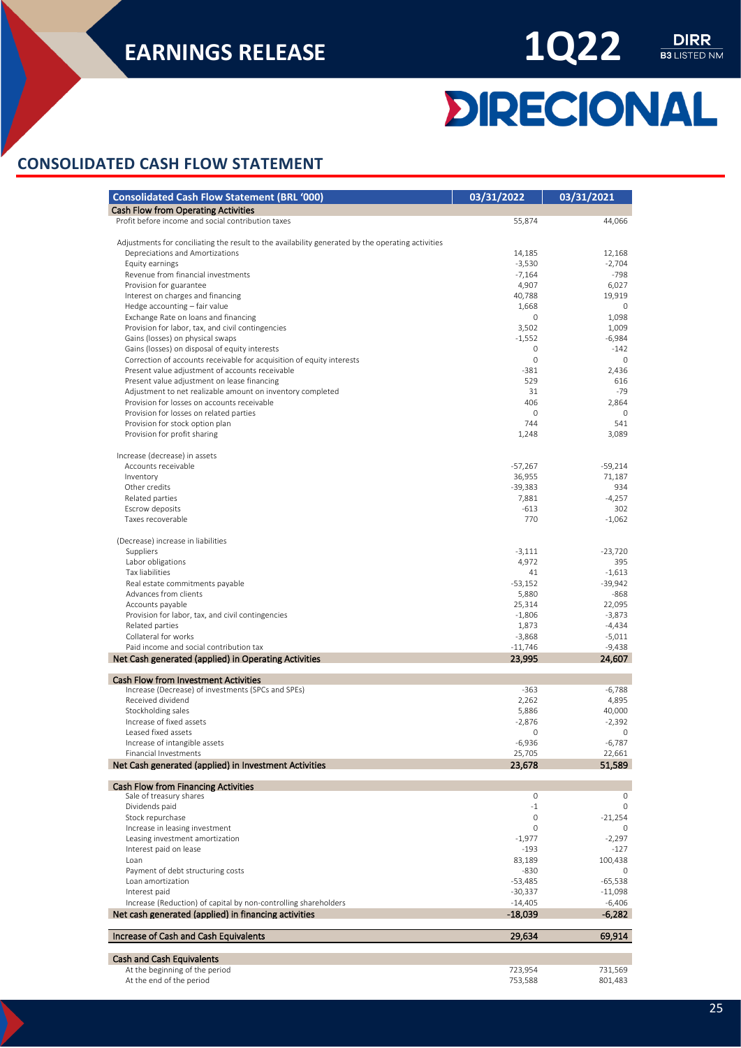# CONSOLIDATED CASH FLOW STATEMENT

| Consolidated Cash Flow Statement (BRL '000) | 03/31/2022 | 03/31/2021 |
|---|---|---|
| **Cash Flow from Operating Activities** | | |
| Profit before income and social contribution taxes | 55,874 | 44,066 |
| | | |
| Adjustments for conciliating the result to the availability generated by the operating activities | | |
| Depreciations and Amortizations | 14,185 | 12,168 |
| Equity earnings | -3,530 | -2,704 |
| Revenue from financial investments | -7,164 | -798 |
| Provision for guarantee | 4,907 | 6,027 |
| Interest on charges and financing | 40,788 | 19,919 |
| Hedge accounting – fair value | 1,668 | 0 |
| Exchange Rate on loans and financing | 0 | 1,098 |
| Provision for labor, tax, and civil contingencies | 3,502 | 1,009 |
| Gains (losses) on physical swaps | -1,552 | -6,984 |
| Gains (losses) on disposal of equity interests | 0 | -142 |
| Correction of accounts receivable for acquisition of equity interests | 0 | 0 |
| Present value adjustment of accounts receivable | -381 | 2,436 |
| Present value adjustment on lease financing | 529 | 616 |
| Adjustment to net realizable amount on inventory completed | 31 | -79 |
| Provision for losses on accounts receivable | 406 | 2,864 |
| Provision for losses on related parties | 0 | 0 |
| Provision for stock option plan | 744 | 541 |
| Provision for profit sharing | 1,248 | 3,089 |
| | | |
| Increase (decrease) in assets | | |
| Accounts receivable | -57,267 | -59,214 |
| Inventory | 36,955 | 71,187 |
| Other credits | -39,383 | 934 |
| Related parties | 7,881 | -4,257 |
| Escrow deposits | -613 | 302 |
| Taxes recoverable | 770 | -1,062 |
| | | |
| (Decrease) increase in liabilities | | |
| Suppliers | -3,111 | -23,720 |
| Labor obligations | 4,972 | 395 |
| Tax liabilities | 41 | -1,613 |
| Real estate commitments payable | -53,152 | -39,942 |
| Advances from clients | 5,880 | -868 |
| Accounts payable | 25,314 | 22,095 |
| Provision for labor, tax, and civil contingencies | -1,806 | -3,873 |
| Related parties | 1,873 | -4,434 |
| Collateral for works | -3,868 | -5,011 |
| Paid income and social contribution tax | -11,746 | -9,438 |
| **Net Cash generated (applied) in Operating Activities** | **23,995** | **24,607** |
| | | |
| **Cash Flow from Investment Activities** | | |
| Increase (Decrease) of investments (SPCs and SPEs) | -363 | -6,788 |
| Received dividend | 2,262 | 4,895 |
| Stockholding sales | 5,886 | 40,000 |
| Increase of fixed assets | -2,876 | -2,392 |
| Leased fixed assets | 0 | 0 |
| Increase of intangible assets | -6,936 | -6,787 |
| Financial Investments | 25,705 | 22,661 |
| **Net Cash generated (applied) in Investment Activities** | **23,678** | **51,589** |
| | | |
| **Cash Flow from Financing Activities** | | |
| Sale of treasury shares | 0 | 0 |
| Dividends paid | -1 | 0 |
| Stock repurchase | 0 | -21,254 |
| Increase in leasing investment | 0 | 0 |
| Leasing investment amortization | -1,977 | -2,297 |
| Interest paid on lease | -193 | -127 |
| Loan | 83,189 | 100,438 |
| Payment of debt structuring costs | -830 | 0 |
| Loan amortization | -53,485 | -65,538 |
| Interest paid | -30,337 | -11,098 |
| Increase (Reduction) of capital by non-controlling shareholders | -14,405 | -6,406 |
| **Net cash generated (applied) in financing activities** | **-18,039** | **-6,282** |
| | | |
| **Increase of Cash and Cash Equivalents** | **29,634** | **69,914** |
| | | |
| **Cash and Cash Equivalents** | | |
| At the beginning of the period | 723,954 | 731,569 |
| At the end of the period | 753,588 | 801,483 |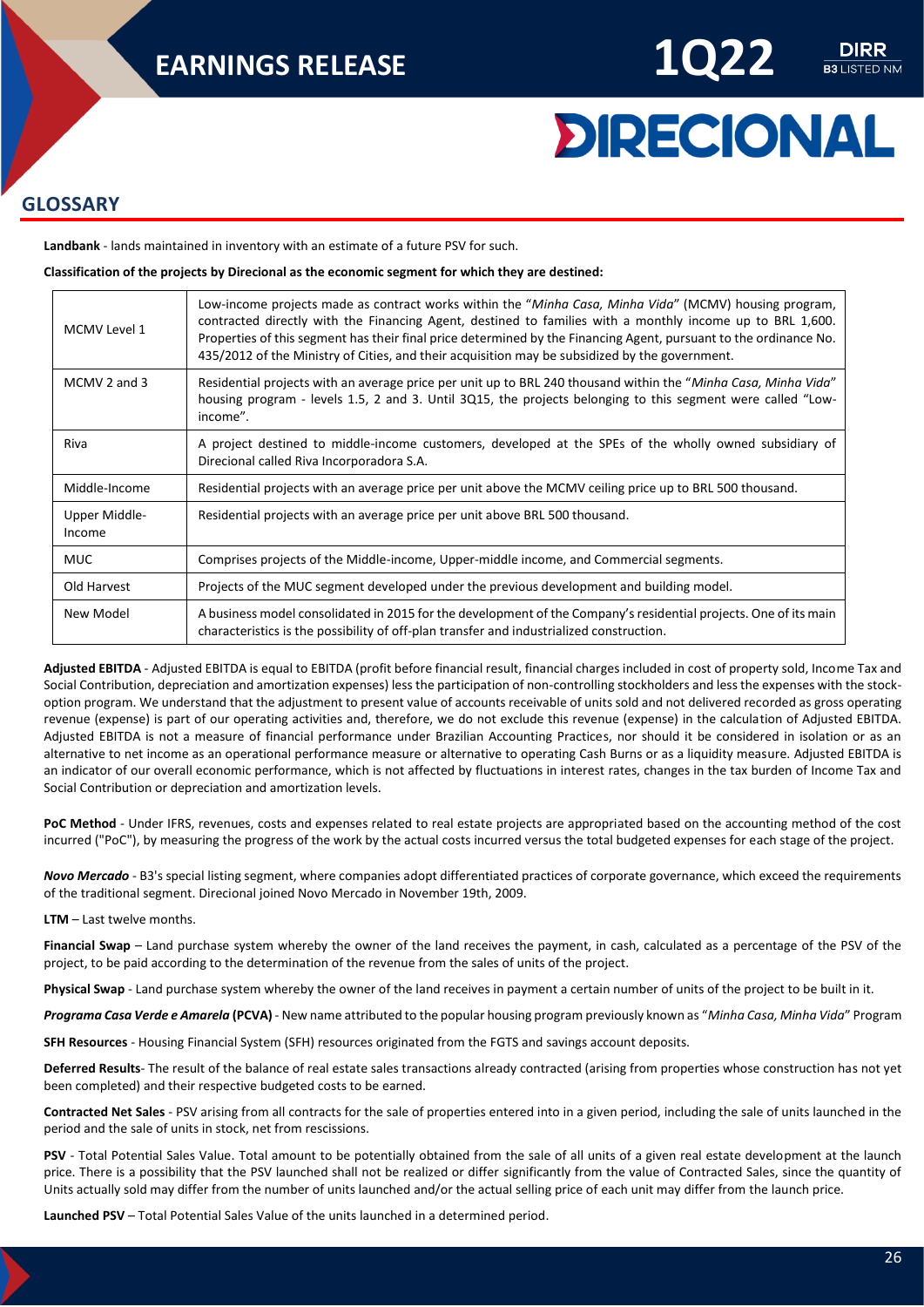## GLOSSARY

**Landbank** - lands maintained in inventory with an estimate of a future PSV for such.

**Classification of the projects by Direcional as the economic segment for which they are destined:**

| | |
|---|---|
| MCMV Level 1 | Low-income projects made as contract works within the "*Minha Casa, Minha Vida*" (MCMV) housing program, contracted directly with the Financing Agent, destined to families with a monthly income up to BRL 1,600. Properties of this segment has their final price determined by the Financing Agent, pursuant to the ordinance No. 435/2012 of the Ministry of Cities, and their acquisition may be subsidized by the government. |
| MCMV 2 and 3 | Residential projects with an average price per unit up to BRL 240 thousand within the "*Minha Casa, Minha Vida*" housing program - levels 1.5, 2 and 3. Until 3Q15, the projects belonging to this segment were called "Low-income". |
| Riva | A project destined to middle-income customers, developed at the SPEs of the wholly owned subsidiary of Direcional called Riva Incorporadora S.A. |
| Middle-Income | Residential projects with an average price per unit above the MCMV ceiling price up to BRL 500 thousand. |
| Upper Middle-Income | Residential projects with an average price per unit above BRL 500 thousand. |
| MUC | Comprises projects of the Middle-income, Upper-middle income, and Commercial segments. |
| Old Harvest | Projects of the MUC segment developed under the previous development and building model. |
| New Model | A business model consolidated in 2015 for the development of the Company's residential projects. One of its main characteristics is the possibility of off-plan transfer and industrialized construction. |

**Adjusted EBITDA** - Adjusted EBITDA is equal to EBITDA (profit before financial result, financial charges included in cost of property sold, Income Tax and Social Contribution, depreciation and amortization expenses) less the participation of non-controlling stockholders and less the expenses with the stock-option program. We understand that the adjustment to present value of accounts receivable of units sold and not delivered recorded as gross operating revenue (expense) is part of our operating activities and, therefore, we do not exclude this revenue (expense) in the calculation of Adjusted EBITDA. Adjusted EBITDA is not a measure of financial performance under Brazilian Accounting Practices, nor should it be considered in isolation or as an alternative to net income as an operational performance measure or alternative to operating Cash Burns or as a liquidity measure. Adjusted EBITDA is an indicator of our overall economic performance, which is not affected by fluctuations in interest rates, changes in the tax burden of Income Tax and Social Contribution or depreciation and amortization levels.

**PoC Method** - Under IFRS, revenues, costs and expenses related to real estate projects are appropriated based on the accounting method of the cost incurred ("PoC"), by measuring the progress of the work by the actual costs incurred versus the total budgeted expenses for each stage of the project.

***Novo Mercado*** - B3's special listing segment, where companies adopt differentiated practices of corporate governance, which exceed the requirements of the traditional segment. Direcional joined Novo Mercado in November 19th, 2009.

**LTM** – Last twelve months.

**Financial Swap** – Land purchase system whereby the owner of the land receives the payment, in cash, calculated as a percentage of the PSV of the project, to be paid according to the determination of the revenue from the sales of units of the project.

**Physical Swap** - Land purchase system whereby the owner of the land receives in payment a certain number of units of the project to be built in it.

***Programa Casa Verde e Amarela* (PCVA)** - New name attributed to the popular housing program previously known as "*Minha Casa, Minha Vida*" Program

**SFH Resources** - Housing Financial System (SFH) resources originated from the FGTS and savings account deposits.

**Deferred Results**- The result of the balance of real estate sales transactions already contracted (arising from properties whose construction has not yet been completed) and their respective budgeted costs to be earned.

**Contracted Net Sales** - PSV arising from all contracts for the sale of properties entered into in a given period, including the sale of units launched in the period and the sale of units in stock, net from rescissions.

**PSV** - Total Potential Sales Value. Total amount to be potentially obtained from the sale of all units of a given real estate development at the launch price. There is a possibility that the PSV launched shall not be realized or differ significantly from the value of Contracted Sales, since the quantity of Units actually sold may differ from the number of units launched and/or the actual selling price of each unit may differ from the launch price.

**Launched PSV** – Total Potential Sales Value of the units launched in a determined period.